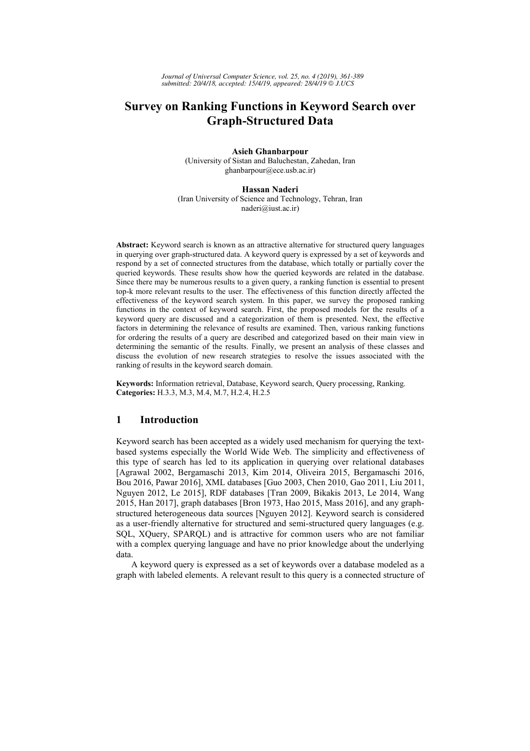# Survey on Ranking Functions in Keyword Search over Graph-Structured Data

**Asieh Ghanbarpour**
(University of Sistan and Baluchestan, Zahedan, Iran
ghanbarpour@ece.usb.ac.ir)

**Hassan Naderi**
(Iran University of Science and Technology, Tehran, Iran
naderi@iust.ac.ir)

**Abstract:** Keyword search is known as an attractive alternative for structured query languages in querying over graph-structured data. A keyword query is expressed by a set of keywords and respond by a set of connected structures from the database, which totally or partially cover the queried keywords. These results show how the queried keywords are related in the database. Since there may be numerous results to a given query, a ranking function is essential to present top-k more relevant results to the user. The effectiveness of this function directly affected the effectiveness of the keyword search system. In this paper, we survey the proposed ranking functions in the context of keyword search. First, the proposed models for the results of a keyword query are discussed and a categorization of them is presented. Next, the effective factors in determining the relevance of results are examined. Then, various ranking functions for ordering the results of a query are described and categorized based on their main view in determining the semantic of the results. Finally, we present an analysis of these classes and discuss the evolution of new research strategies to resolve the issues associated with the ranking of results in the keyword search domain.

**Keywords:** Information retrieval, Database, Keyword search, Query processing, Ranking.
**Categories:** H.3.3, M.3, M.4, M.7, H.2.4, H.2.5

## 1 Introduction

Keyword search has been accepted as a widely used mechanism for querying the text-based systems especially the World Wide Web. The simplicity and effectiveness of this type of search has led to its application in querying over relational databases [Agrawal 2002, Bergamaschi 2013, Kim 2014, Oliveira 2015, Bergamaschi 2016, Bou 2016, Pawar 2016], XML databases [Guo 2003, Chen 2010, Gao 2011, Liu 2011, Nguyen 2012, Le 2015], RDF databases [Tran 2009, Bikakis 2013, Le 2014, Wang 2015, Han 2017], graph databases [Bron 1973, Hao 2015, Mass 2016], and any graph-structured heterogeneous data sources [Nguyen 2012]. Keyword search is considered as a user-friendly alternative for structured and semi-structured query languages (e.g. SQL, XQuery, SPARQL) and is attractive for common users who are not familiar with a complex querying language and have no prior knowledge about the underlying data.

A keyword query is expressed as a set of keywords over a database modeled as a graph with labeled elements. A relevant result to this query is a connected structure of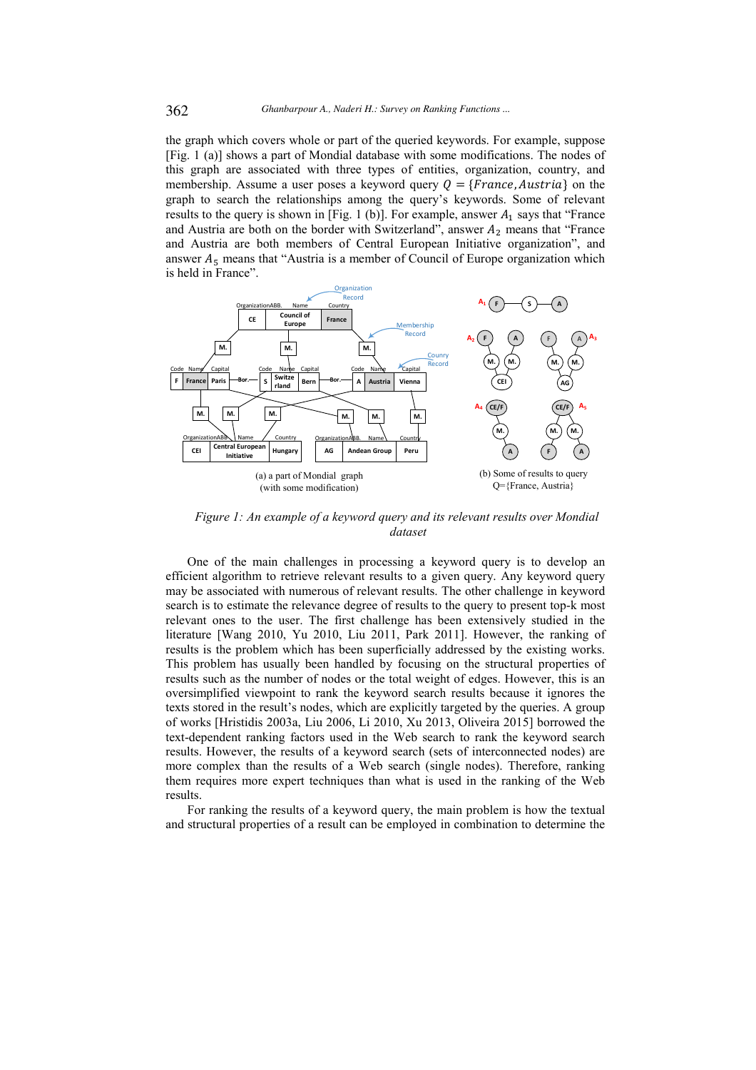the graph which covers whole or part of the queried keywords. For example, suppose [Fig. 1 (a)] shows a part of Mondial database with some modifications. The nodes of this graph are associated with three types of entities, organization, country, and membership. Assume a user poses a keyword query $Q = \{France, Austria\}$ on the graph to search the relationships among the query's keywords. Some of relevant results to the query is shown in [Fig. 1 (b)]. For example, answer $A_1$ says that "France and Austria are both on the border with Switzerland", answer $A_2$ means that "France and Austria are both members of Central European Initiative organization", and answer $A_5$ means that "Austria is a member of Council of Europe organization which is held in France".

(a) a part of Mondial graph (with some modification)

(b) Some of results to query Q={France, Austria}

*Figure 1: An example of a keyword query and its relevant results over Mondial dataset*

One of the main challenges in processing a keyword query is to develop an efficient algorithm to retrieve relevant results to a given query. Any keyword query may be associated with numerous of relevant results. The other challenge in keyword search is to estimate the relevance degree of results to the query to present top-k most relevant ones to the user. The first challenge has been extensively studied in the literature [Wang 2010, Yu 2010, Liu 2011, Park 2011]. However, the ranking of results is the problem which has been superficially addressed by the existing works. This problem has usually been handled by focusing on the structural properties of results such as the number of nodes or the total weight of edges. However, this is an oversimplified viewpoint to rank the keyword search results because it ignores the texts stored in the result's nodes, which are explicitly targeted by the queries. A group of works [Hristidis 2003a, Liu 2006, Li 2010, Xu 2013, Oliveira 2015] borrowed the text-dependent ranking factors used in the Web search to rank the keyword search results. However, the results of a keyword search (sets of interconnected nodes) are more complex than the results of a Web search (single nodes). Therefore, ranking them requires more expert techniques than what is used in the ranking of the Web results.

For ranking the results of a keyword query, the main problem is how the textual and structural properties of a result can be employed in combination to determine the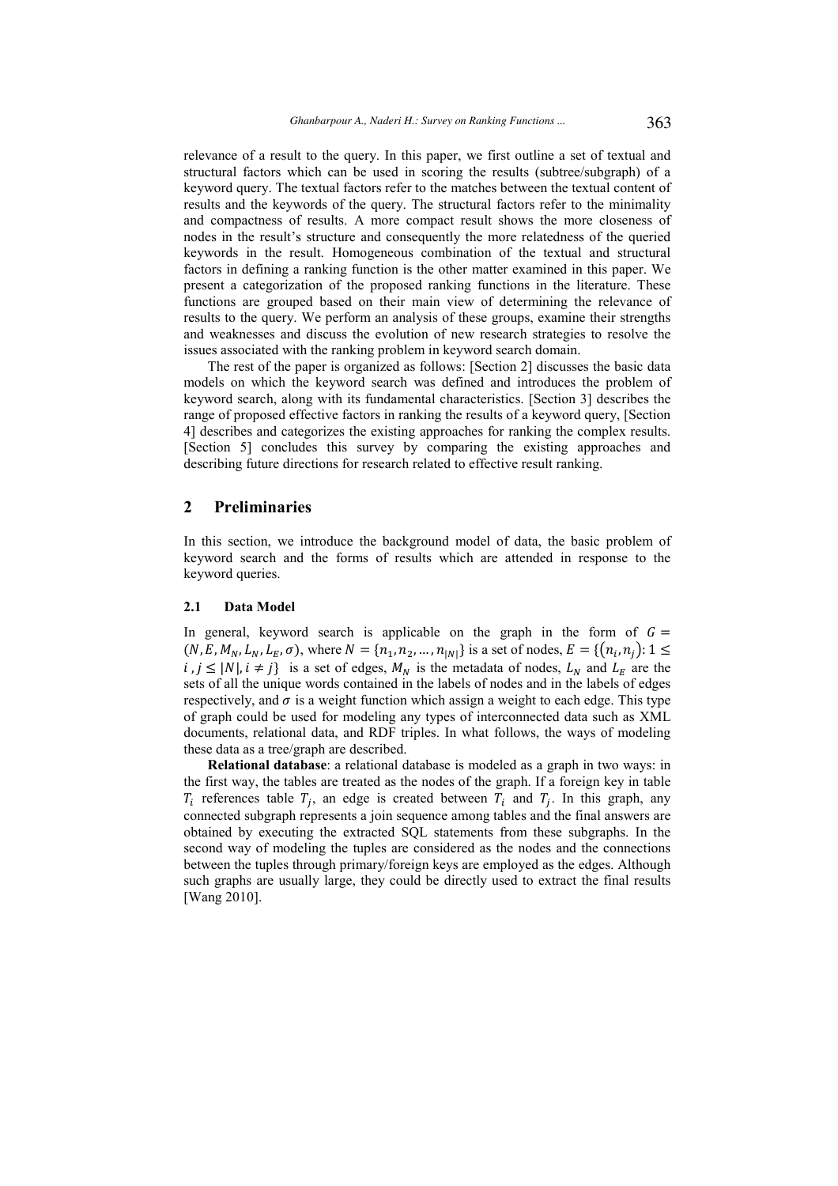relevance of a result to the query. In this paper, we first outline a set of textual and structural factors which can be used in scoring the results (subtree/subgraph) of a keyword query. The textual factors refer to the matches between the textual content of results and the keywords of the query. The structural factors refer to the minimality and compactness of results. A more compact result shows the more closeness of nodes in the result's structure and consequently the more relatedness of the queried keywords in the result. Homogeneous combination of the textual and structural factors in defining a ranking function is the other matter examined in this paper. We present a categorization of the proposed ranking functions in the literature. These functions are grouped based on their main view of determining the relevance of results to the query. We perform an analysis of these groups, examine their strengths and weaknesses and discuss the evolution of new research strategies to resolve the issues associated with the ranking problem in keyword search domain.

The rest of the paper is organized as follows: [Section 2] discusses the basic data models on which the keyword search was defined and introduces the problem of keyword search, along with its fundamental characteristics. [Section 3] describes the range of proposed effective factors in ranking the results of a keyword query, [Section 4] describes and categorizes the existing approaches for ranking the complex results. [Section 5] concludes this survey by comparing the existing approaches and describing future directions for research related to effective result ranking.

## 2 Preliminaries

In this section, we introduce the background model of data, the basic problem of keyword search and the forms of results which are attended in response to the keyword queries.

### 2.1 Data Model

In general, keyword search is applicable on the graph in the form of $G = (N, E, M_N, L_N, L_E, \sigma)$, where $N = \{n_1, n_2, \ldots, n_{|N|}\}$ is a set of nodes, $E = \{(n_i, n_j): 1 \leq i, j \leq |N|, i \neq j\}$ is a set of edges, $M_N$ is the metadata of nodes, $L_N$ and $L_E$ are the sets of all the unique words contained in the labels of nodes and in the labels of edges respectively, and $\sigma$ is a weight function which assign a weight to each edge. This type of graph could be used for modeling any types of interconnected data such as XML documents, relational data, and RDF triples. In what follows, the ways of modeling these data as a tree/graph are described.

**Relational database**: a relational database is modeled as a graph in two ways: in the first way, the tables are treated as the nodes of the graph. If a foreign key in table $T_i$ references table $T_j$, an edge is created between $T_i$ and $T_j$. In this graph, any connected subgraph represents a join sequence among tables and the final answers are obtained by executing the extracted SQL statements from these subgraphs. In the second way of modeling the tuples are considered as the nodes and the connections between the tuples through primary/foreign keys are employed as the edges. Although such graphs are usually large, they could be directly used to extract the final results [Wang 2010].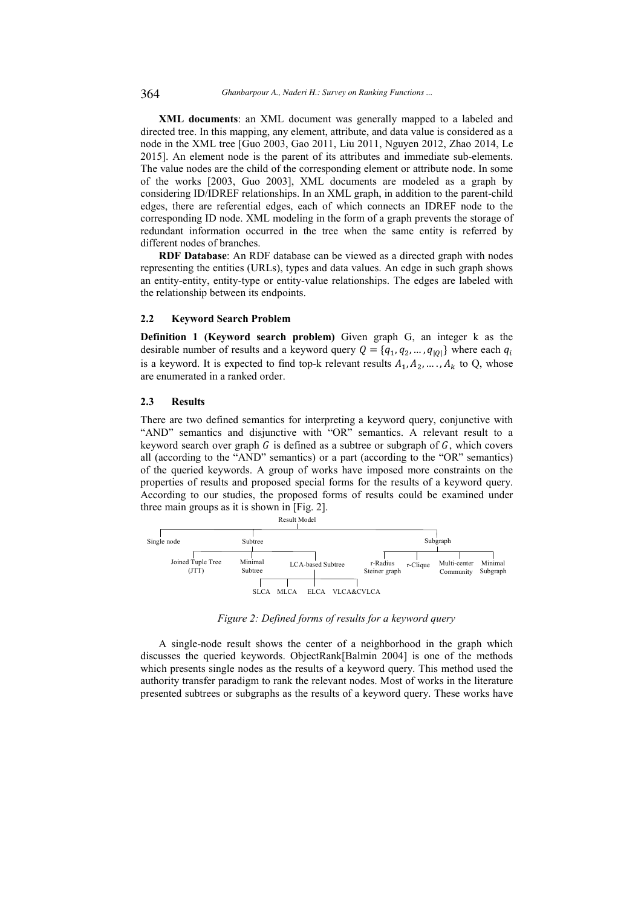**XML documents**: an XML document was generally mapped to a labeled and directed tree. In this mapping, any element, attribute, and data value is considered as a node in the XML tree [Guo 2003, Gao 2011, Liu 2011, Nguyen 2012, Zhao 2014, Le 2015]. An element node is the parent of its attributes and immediate sub-elements. The value nodes are the child of the corresponding element or attribute node. In some of the works [2003, Guo 2003], XML documents are modeled as a graph by considering ID/IDREF relationships. In an XML graph, in addition to the parent-child edges, there are referential edges, each of which connects an IDREF node to the corresponding ID node. XML modeling in the form of a graph prevents the storage of redundant information occurred in the tree when the same entity is referred by different nodes of branches.

**RDF Database**: An RDF database can be viewed as a directed graph with nodes representing the entities (URLs), types and data values. An edge in such graph shows an entity-entity, entity-type or entity-value relationships. The edges are labeled with the relationship between its endpoints.

### 2.2 Keyword Search Problem

**Definition 1 (Keyword search problem)** Given graph G, an integer k as the desirable number of results and a keyword query $Q = \{q_1, q_2, \dots, q_{|Q|}\}$ where each $q_i$ is a keyword. It is expected to find top-k relevant results $A_1, A_2, \dots, A_k$ to Q, whose are enumerated in a ranked order.

### 2.3 Results

There are two defined semantics for interpreting a keyword query, conjunctive with "AND" semantics and disjunctive with "OR" semantics. A relevant result to a keyword search over graph $G$ is defined as a subtree or subgraph of $G$, which covers all (according to the "AND" semantics) or a part (according to the "OR" semantics) of the queried keywords. A group of works have imposed more constraints on the properties of results and proposed special forms for the results of a keyword query. According to our studies, the proposed forms of results could be examined under three main groups as it is shown in [Fig. 2].

- Result Model
  - Single node
  - Subtree
    - Joined Tuple Tree (JTT)
    - Minimal Subtree
    - LCA-based Subtree
      - SLCA
      - MLCA
      - ELCA
      - VLCA&CVLCA
  - Subgraph
    - r-Radius Steiner graph
    - r-Clique
    - Multi-center Community
    - Minimal Subgraph

*Figure 2: Defined forms of results for a keyword query*

A single-node result shows the center of a neighborhood in the graph which discusses the queried keywords. ObjectRank[Balmin 2004] is one of the methods which presents single nodes as the results of a keyword query. This method used the authority transfer paradigm to rank the relevant nodes. Most of works in the literature presented subtrees or subgraphs as the results of a keyword query. These works have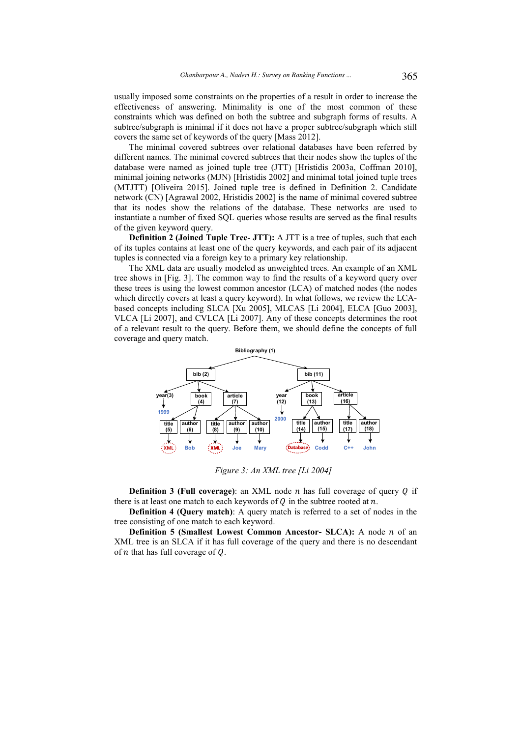usually imposed some constraints on the properties of a result in order to increase the effectiveness of answering. Minimality is one of the most common of these constraints which was defined on both the subtree and subgraph forms of results. A subtree/subgraph is minimal if it does not have a proper subtree/subgraph which still covers the same set of keywords of the query [Mass 2012].

The minimal covered subtrees over relational databases have been referred by different names. The minimal covered subtrees that their nodes show the tuples of the database were named as joined tuple tree (JTT) [Hristidis 2003a, Coffman 2010], minimal joining networks (MJN) [Hristidis 2002] and minimal total joined tuple trees (MTJTT) [Oliveira 2015]. Joined tuple tree is defined in Definition 2. Candidate network (CN) [Agrawal 2002, Hristidis 2002] is the name of minimal covered subtree that its nodes show the relations of the database. These networks are used to instantiate a number of fixed SQL queries whose results are served as the final results of the given keyword query.

**Definition 2 (Joined Tuple Tree- JTT):** A JTT is a tree of tuples, such that each of its tuples contains at least one of the query keywords, and each pair of its adjacent tuples is connected via a foreign key to a primary key relationship.

The XML data are usually modeled as unweighted trees. An example of an XML tree shows in [Fig. 3]. The common way to find the results of a keyword query over these trees is using the lowest common ancestor (LCA) of matched nodes (the nodes which directly covers at least a query keyword). In what follows, we review the LCA-based concepts including SLCA [Xu 2005], MLCAS [Li 2004], ELCA [Guo 2003], VLCA [Li 2007], and CVLCA [Li 2007]. Any of these concepts determines the root of a relevant result to the query. Before them, we should define the concepts of full coverage and query match.

*Figure 3: An XML tree [Li 2004]*

**Definition 3 (Full coverage)**: an XML node $n$ has full coverage of query $Q$ if there is at least one match to each keywords of $Q$ in the subtree rooted at $n$.

**Definition 4 (Query match)**: A query match is referred to a set of nodes in the tree consisting of one match to each keyword.

**Definition 5 (Smallest Lowest Common Ancestor- SLCA):** A node $n$ of an XML tree is an SLCA if it has full coverage of the query and there is no descendant of $n$ that has full coverage of $Q$.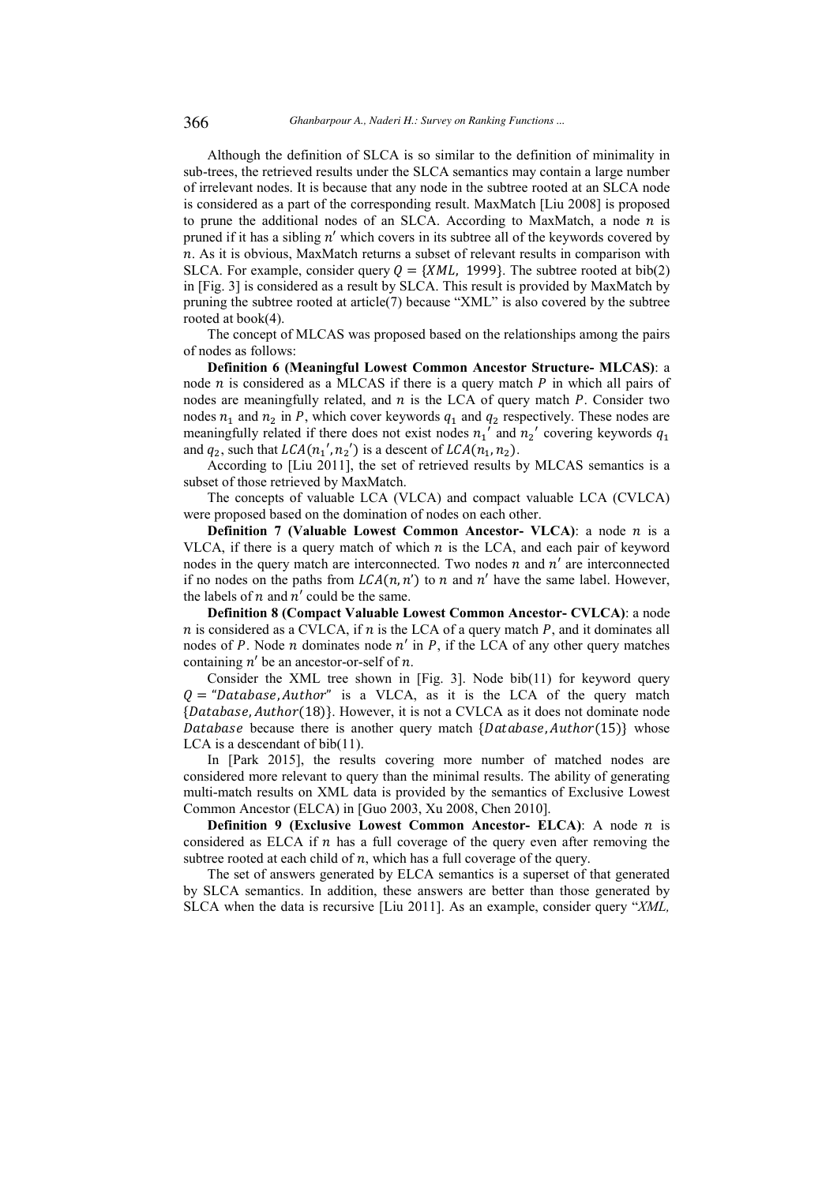Although the definition of SLCA is so similar to the definition of minimality in sub-trees, the retrieved results under the SLCA semantics may contain a large number of irrelevant nodes. It is because that any node in the subtree rooted at an SLCA node is considered as a part of the corresponding result. MaxMatch [Liu 2008] is proposed to prune the additional nodes of an SLCA. According to MaxMatch, a node $n$ is pruned if it has a sibling $n'$ which covers in its subtree all of the keywords covered by $n$. As it is obvious, MaxMatch returns a subset of relevant results in comparison with SLCA. For example, consider query $Q = \{XML,\ 1999\}$. The subtree rooted at bib(2) in [Fig. 3] is considered as a result by SLCA. This result is provided by MaxMatch by pruning the subtree rooted at article(7) because "XML" is also covered by the subtree rooted at book(4).

The concept of MLCAS was proposed based on the relationships among the pairs of nodes as follows:

**Definition 6 (Meaningful Lowest Common Ancestor Structure- MLCAS)**: a node $n$ is considered as a MLCAS if there is a query match $P$ in which all pairs of nodes are meaningfully related, and $n$ is the LCA of query match $P$. Consider two nodes $n_1$ and $n_2$ in $P$, which cover keywords $q_1$ and $q_2$ respectively. These nodes are meaningfully related if there does not exist nodes $n_1{}'$ and $n_2{}'$ covering keywords $q_1$ and $q_2$, such that $LCA(n_1{}', n_2{}')$ is a descent of $LCA(n_1, n_2)$.

According to [Liu 2011], the set of retrieved results by MLCAS semantics is a subset of those retrieved by MaxMatch.

The concepts of valuable LCA (VLCA) and compact valuable LCA (CVLCA) were proposed based on the domination of nodes on each other.

**Definition 7 (Valuable Lowest Common Ancestor- VLCA)**: a node $n$ is a VLCA, if there is a query match of which $n$ is the LCA, and each pair of keyword nodes in the query match are interconnected. Two nodes $n$ and $n'$ are interconnected if no nodes on the paths from $LCA(n, n')$ to $n$ and $n'$ have the same label. However, the labels of $n$ and $n'$ could be the same.

**Definition 8 (Compact Valuable Lowest Common Ancestor- CVLCA)**: a node $n$ is considered as a CVLCA, if $n$ is the LCA of a query match $P$, and it dominates all nodes of $P$. Node $n$ dominates node $n'$ in $P$, if the LCA of any other query matches containing $n'$ be an ancestor-or-self of $n$.

Consider the XML tree shown in [Fig. 3]. Node bib(11) for keyword query $Q = \text{"}Database, Author\text{"}$ is a VLCA, as it is the LCA of the query match $\{Database, Author(18)\}$. However, it is not a CVLCA as it does not dominate node $Database$ because there is another query match $\{Database, Author(15)\}$ whose LCA is a descendant of bib(11).

In [Park 2015], the results covering more number of matched nodes are considered more relevant to query than the minimal results. The ability of generating multi-match results on XML data is provided by the semantics of Exclusive Lowest Common Ancestor (ELCA) in [Guo 2003, Xu 2008, Chen 2010].

**Definition 9 (Exclusive Lowest Common Ancestor- ELCA)**: A node $n$ is considered as ELCA if $n$ has a full coverage of the query even after removing the subtree rooted at each child of $n$, which has a full coverage of the query.

The set of answers generated by ELCA semantics is a superset of that generated by SLCA semantics. In addition, these answers are better than those generated by SLCA when the data is recursive [Liu 2011]. As an example, consider query "*XML,*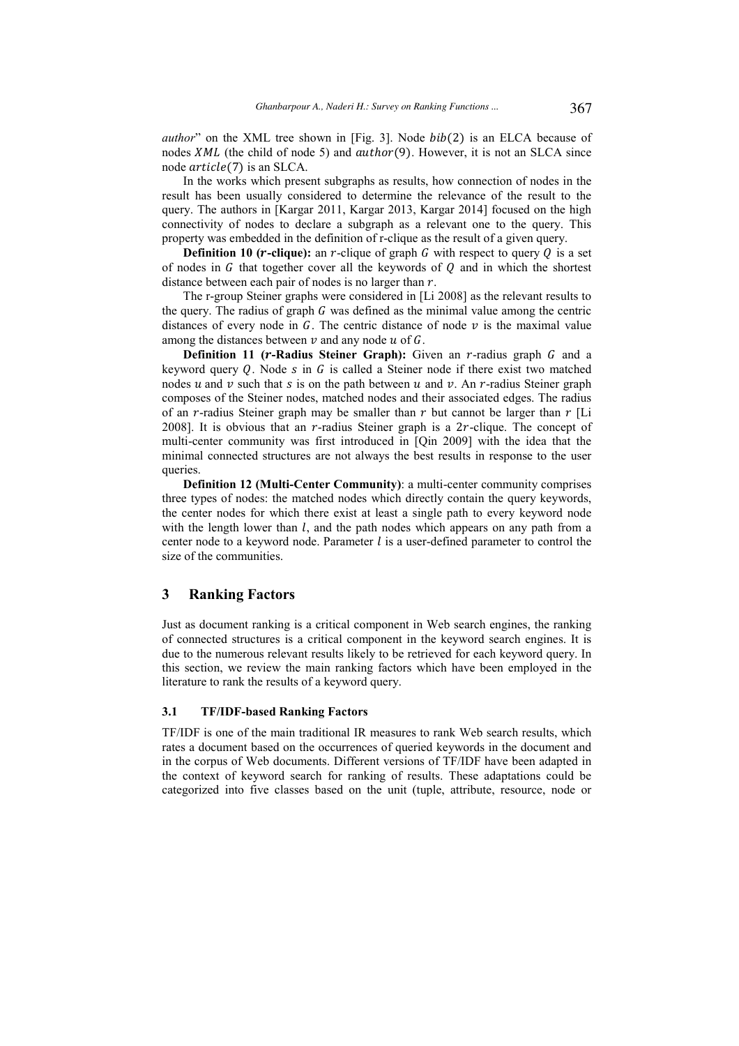*author*" on the XML tree shown in [Fig. 3]. Node $bib(2)$ is an ELCA because of nodes $XML$ (the child of node 5) and $author(9)$. However, it is not an SLCA since node $article(7)$ is an SLCA.

In the works which present subgraphs as results, how connection of nodes in the result has been usually considered to determine the relevance of the result to the query. The authors in [Kargar 2011, Kargar 2013, Kargar 2014] focused on the high connectivity of nodes to declare a subgraph as a relevant one to the query. This property was embedded in the definition of r-clique as the result of a given query.

**Definition 10 ($r$-clique):** an $r$-clique of graph $G$ with respect to query $Q$ is a set of nodes in $G$ that together cover all the keywords of $Q$ and in which the shortest distance between each pair of nodes is no larger than $r$.

The r-group Steiner graphs were considered in [Li 2008] as the relevant results to the query. The radius of graph $G$ was defined as the minimal value among the centric distances of every node in $G$. The centric distance of node $v$ is the maximal value among the distances between $v$ and any node $u$ of $G$.

**Definition 11 ($r$-Radius Steiner Graph):** Given an $r$-radius graph $G$ and a keyword query $Q$. Node $s$ in $G$ is called a Steiner node if there exist two matched nodes $u$ and $v$ such that $s$ is on the path between $u$ and $v$. An $r$-radius Steiner graph composes of the Steiner nodes, matched nodes and their associated edges. The radius of an $r$-radius Steiner graph may be smaller than $r$ but cannot be larger than $r$ [Li 2008]. It is obvious that an $r$-radius Steiner graph is a $2r$-clique. The concept of multi-center community was first introduced in [Qin 2009] with the idea that the minimal connected structures are not always the best results in response to the user queries.

**Definition 12 (Multi-Center Community)**: a multi-center community comprises three types of nodes: the matched nodes which directly contain the query keywords, the center nodes for which there exist at least a single path to every keyword node with the length lower than $l$, and the path nodes which appears on any path from a center node to a keyword node. Parameter $l$ is a user-defined parameter to control the size of the communities.

## 3 Ranking Factors

Just as document ranking is a critical component in Web search engines, the ranking of connected structures is a critical component in the keyword search engines. It is due to the numerous relevant results likely to be retrieved for each keyword query. In this section, we review the main ranking factors which have been employed in the literature to rank the results of a keyword query.

### 3.1 TF/IDF-based Ranking Factors

TF/IDF is one of the main traditional IR measures to rank Web search results, which rates a document based on the occurrences of queried keywords in the document and in the corpus of Web documents. Different versions of TF/IDF have been adapted in the context of keyword search for ranking of results. These adaptations could be categorized into five classes based on the unit (tuple, attribute, resource, node or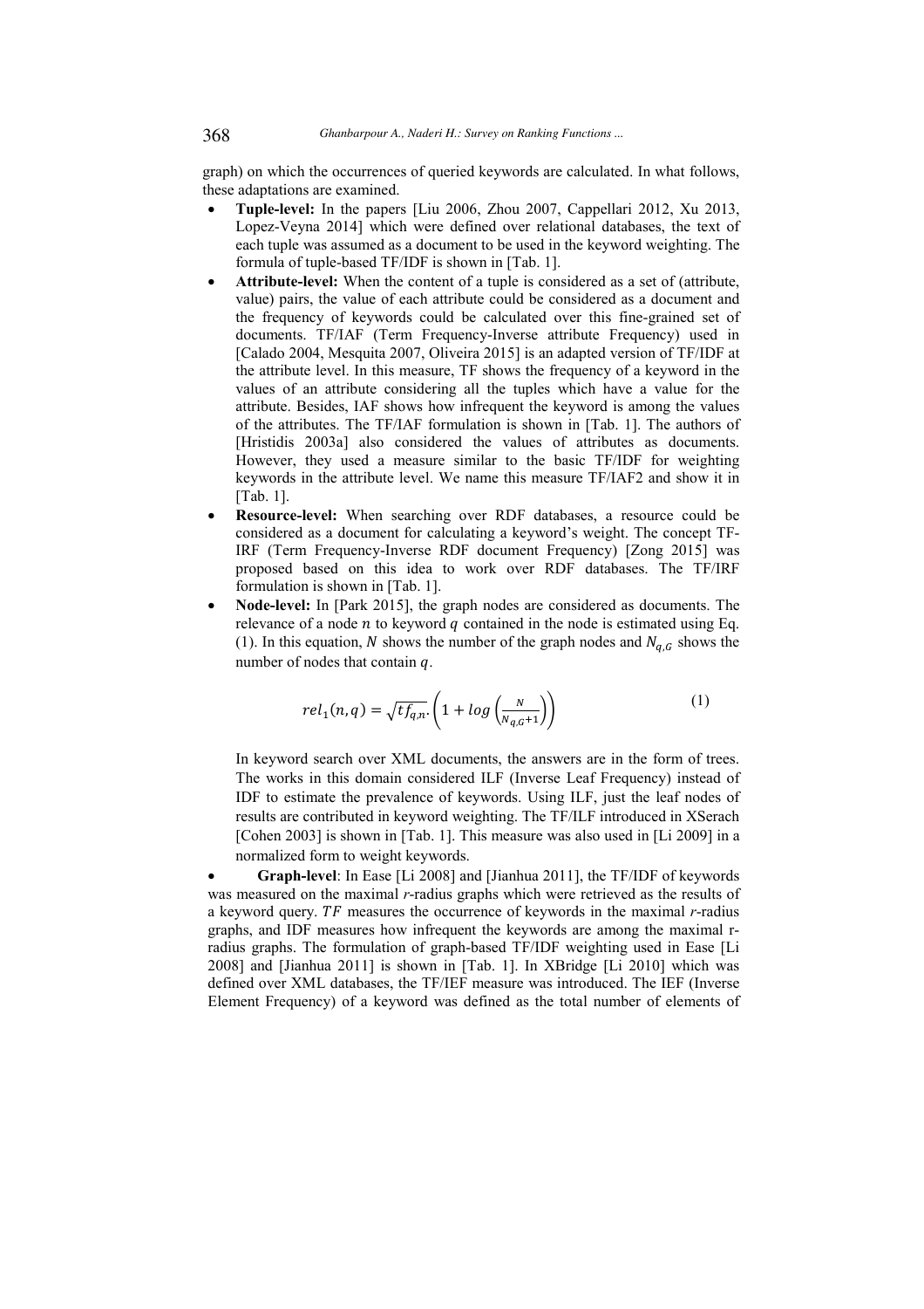graph) on which the occurrences of queried keywords are calculated. In what follows, these adaptations are examined.

- **Tuple-level:** In the papers [Liu 2006, Zhou 2007, Cappellari 2012, Xu 2013, Lopez-Veyna 2014] which were defined over relational databases, the text of each tuple was assumed as a document to be used in the keyword weighting. The formula of tuple-based TF/IDF is shown in [Tab. 1].
- **Attribute-level:** When the content of a tuple is considered as a set of (attribute, value) pairs, the value of each attribute could be considered as a document and the frequency of keywords could be calculated over this fine-grained set of documents. TF/IAF (Term Frequency-Inverse attribute Frequency) used in [Calado 2004, Mesquita 2007, Oliveira 2015] is an adapted version of TF/IDF at the attribute level. In this measure, TF shows the frequency of a keyword in the values of an attribute considering all the tuples which have a value for the attribute. Besides, IAF shows how infrequent the keyword is among the values of the attributes. The TF/IAF formulation is shown in [Tab. 1]. The authors of [Hristidis 2003a] also considered the values of attributes as documents. However, they used a measure similar to the basic TF/IDF for weighting keywords in the attribute level. We name this measure TF/IAF2 and show it in [Tab. 1].
- **Resource-level:** When searching over RDF databases, a resource could be considered as a document for calculating a keyword's weight. The concept TF-IRF (Term Frequency-Inverse RDF document Frequency) [Zong 2015] was proposed based on this idea to work over RDF databases. The TF/IRF formulation is shown in [Tab. 1].
- **Node-level:** In [Park 2015], the graph nodes are considered as documents. The relevance of a node $n$ to keyword $q$ contained in the node is estimated using Eq. (1). In this equation, $N$ shows the number of the graph nodes and $N_{q,G}$ shows the number of nodes that contain $q$.

$$rel_1(n,q) = \sqrt{tf_{q,n}} \cdot \left(1 + log\left(\frac{N}{N_{q,G}+1}\right)\right) \tag{1}$$

  In keyword search over XML documents, the answers are in the form of trees. The works in this domain considered ILF (Inverse Leaf Frequency) instead of IDF to estimate the prevalence of keywords. Using ILF, just the leaf nodes of results are contributed in keyword weighting. The TF/ILF introduced in XSerach [Cohen 2003] is shown in [Tab. 1]. This measure was also used in [Li 2009] in a normalized form to weight keywords.

- **Graph-level**: In Ease [Li 2008] and [Jianhua 2011], the TF/IDF of keywords was measured on the maximal *r*-radius graphs which were retrieved as the results of a keyword query. $TF$ measures the occurrence of keywords in the maximal *r*-radius graphs, and IDF measures how infrequent the keywords are among the maximal r-radius graphs. The formulation of graph-based TF/IDF weighting used in Ease [Li 2008] and [Jianhua 2011] is shown in [Tab. 1]. In XBridge [Li 2010] which was defined over XML databases, the TF/IEF measure was introduced. The IEF (Inverse Element Frequency) of a keyword was defined as the total number of elements of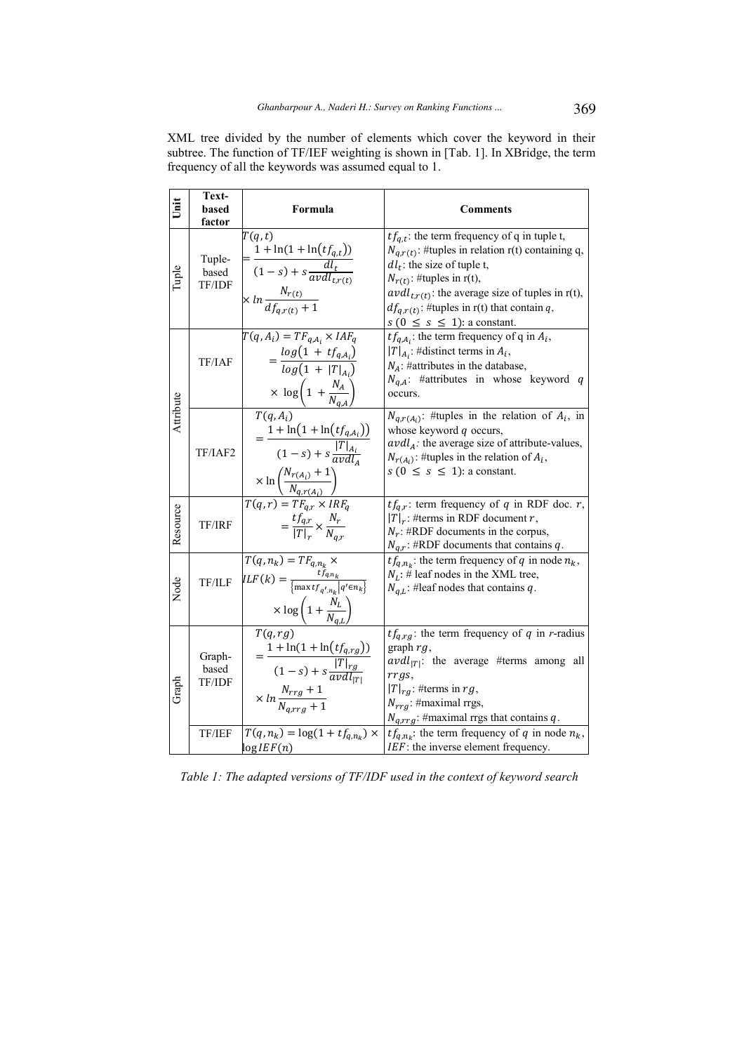XML tree divided by the number of elements which cover the keyword in their subtree. The function of TF/IEF weighting is shown in [Tab. 1]. In XBridge, the term frequency of all the keywords was assumed equal to 1.

| Unit | Text-based factor | Formula | Comments |
|---|---|---|---|
| Tuple | Tuple-based TF/IDF | $T(q,t) = \frac{1+\ln(1+\ln(tf_{q,t}))}{(1-s)+s\frac{dl_t}{avdl_{t,r(t)}}} \times \ln\frac{N_{r(t)}}{df_{q,r(t)}+1}$ | $tf_{q,t}$: the term frequency of q in tuple t, $N_{q,r(t)}$: #tuples in relation r(t) containing q, $dl_t$: the size of tuple t, $N_{r(t)}$: #tuples in r(t), $avdl_{t,r(t)}$: the average size of tuples in r(t), $df_{q,r(t)}$: #tuples in r(t) that contain $q$, $s$ $(0 \le s \le 1)$: a constant. |
| Attribute | TF/IAF | $T(q,A_i) = TF_{q,A_i} \times IAF_q = \frac{\log(1+tf_{q,A_i})}{\log(1+\|T\|_{A_i})} \times \log\left(1+\frac{N_A}{N_{q,A}}\right)$ | $tf_{q,A_i}$: the term frequency of q in $A_i$, $\|T\|_{A_i}$: #distinct terms in $A_i$, $N_A$: #attributes in the database, $N_{q,A}$: #attributes in whose keyword $q$ occurs. |
| | TF/IAF2 | $T(q,A_i) = \frac{1+\ln(1+\ln(tf_{q,A_i}))}{(1-s)+s\frac{\|T\|_{A_i}}{avdl_A}} \times \ln\left(\frac{N_{r(A_i)}+1}{N_{q,r(A_i)}}\right)$ | $N_{q,r(A_i)}$: #tuples in the relation of $A_i$, in whose keyword $q$ occurs, $avdl_A$: the average size of attribute-values, $N_{r(A_i)}$: #tuples in the relation of $A_i$, $s$ $(0 \le s \le 1)$: a constant. |
| Resource | TF/IRF | $T(q,r) = TF_{q,r} \times IRF_q = \frac{tf_{q,r}}{\|T\|_r} \times \frac{N_r}{N_{q,r}}$ | $tf_{q,r}$: term frequency of $q$ in RDF doc. $r$, $\|T\|_r$: #terms in RDF document $r$, $N_r$: #RDF documents in the corpus, $N_{q,r}$: #RDF documents that contains $q$. |
| Node | TF/ILF | $T(q,n_k) = TF_{q,n_k} \times ILF(k) = \frac{tf_{q,n_k}}{\{\max tf_{q',n_k} \| q' \in n_k\}} \times \log\left(1+\frac{N_L}{N_{q,L}}\right)$ | $tf_{q,n_k}$: the term frequency of $q$ in node $n_k$, $N_L$: # leaf nodes in the XML tree, $N_{q,L}$: #leaf nodes that contains $q$. |
| Graph | Graph-based TF/IDF | $T(q,rg) = \frac{1+\ln(1+\ln(tf_{q,rg}))}{(1-s)+s\frac{\|T\|_{rg}}{avdl_{\|T\|}}} \times \ln\frac{N_{rrg}+1}{N_{q,rrg}+1}$ | $tf_{q,rg}$: the term frequency of $q$ in $r$-radius graph $rg$, $avdl_{\|T\|}$: the average #terms among all $rrgs$, $\|T\|_{rg}$: #terms in $rg$, $N_{rrg}$: #maximal rrgs, $N_{q,rrg}$: #maximal rrgs that contains $q$. |
| | TF/IEF | $T(q,n_k) = \log(1+tf_{q,n_k}) \times \log IEF(n)$ | $tf_{q,n_k}$: the term frequency of $q$ in node $n_k$, $IEF$: the inverse element frequency. |

*Table 1: The adapted versions of TF/IDF used in the context of keyword search*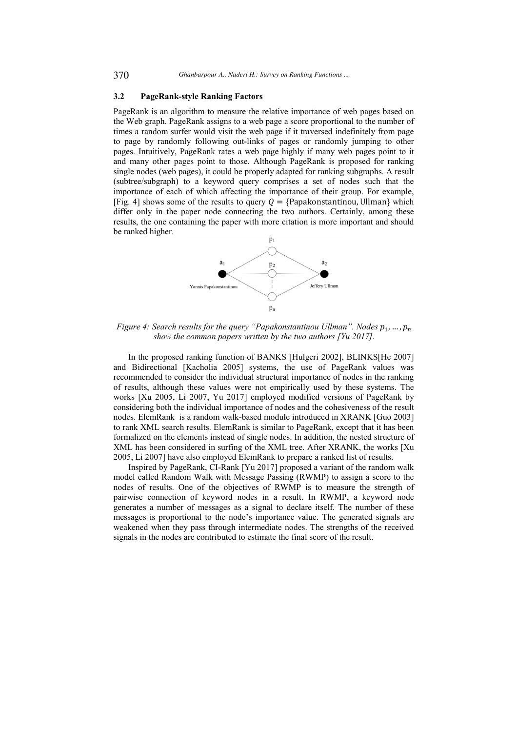### 3.2 PageRank-style Ranking Factors

PageRank is an algorithm to measure the relative importance of web pages based on the Web graph. PageRank assigns to a web page a score proportional to the number of times a random surfer would visit the web page if it traversed indefinitely from page to page by randomly following out-links of pages or randomly jumping to other pages. Intuitively, PageRank rates a web page highly if many web pages point to it and many other pages point to those. Although PageRank is proposed for ranking single nodes (web pages), it could be properly adapted for ranking subgraphs. A result (subtree/subgraph) to a keyword query comprises a set of nodes such that the importance of each of which affecting the importance of their group. For example, [Fig. 4] shows some of the results to query $Q = \{\text{Papakonstantinou}, \text{Ullman}\}$ which differ only in the paper node connecting the two authors. Certainly, among these results, the one containing the paper with more citation is more important and should be ranked higher.

*Figure 4: Search results for the query "Papakonstantinou Ullman". Nodes $p_1, \ldots, p_n$ show the common papers written by the two authors [Yu 2017].*

In the proposed ranking function of BANKS [Hulgeri 2002], BLINKS[He 2007] and Bidirectional [Kacholia 2005] systems, the use of PageRank values was recommended to consider the individual structural importance of nodes in the ranking of results, although these values were not empirically used by these systems. The works [Xu 2005, Li 2007, Yu 2017] employed modified versions of PageRank by considering both the individual importance of nodes and the cohesiveness of the result nodes. ElemRank is a random walk-based module introduced in XRANK [Guo 2003] to rank XML search results. ElemRank is similar to PageRank, except that it has been formalized on the elements instead of single nodes. In addition, the nested structure of XML has been considered in surfing of the XML tree. After XRANK, the works [Xu 2005, Li 2007] have also employed ElemRank to prepare a ranked list of results.

Inspired by PageRank, CI-Rank [Yu 2017] proposed a variant of the random walk model called Random Walk with Message Passing (RWMP) to assign a score to the nodes of results. One of the objectives of RWMP is to measure the strength of pairwise connection of keyword nodes in a result. In RWMP, a keyword node generates a number of messages as a signal to declare itself. The number of these messages is proportional to the node's importance value. The generated signals are weakened when they pass through intermediate nodes. The strengths of the received signals in the nodes are contributed to estimate the final score of the result.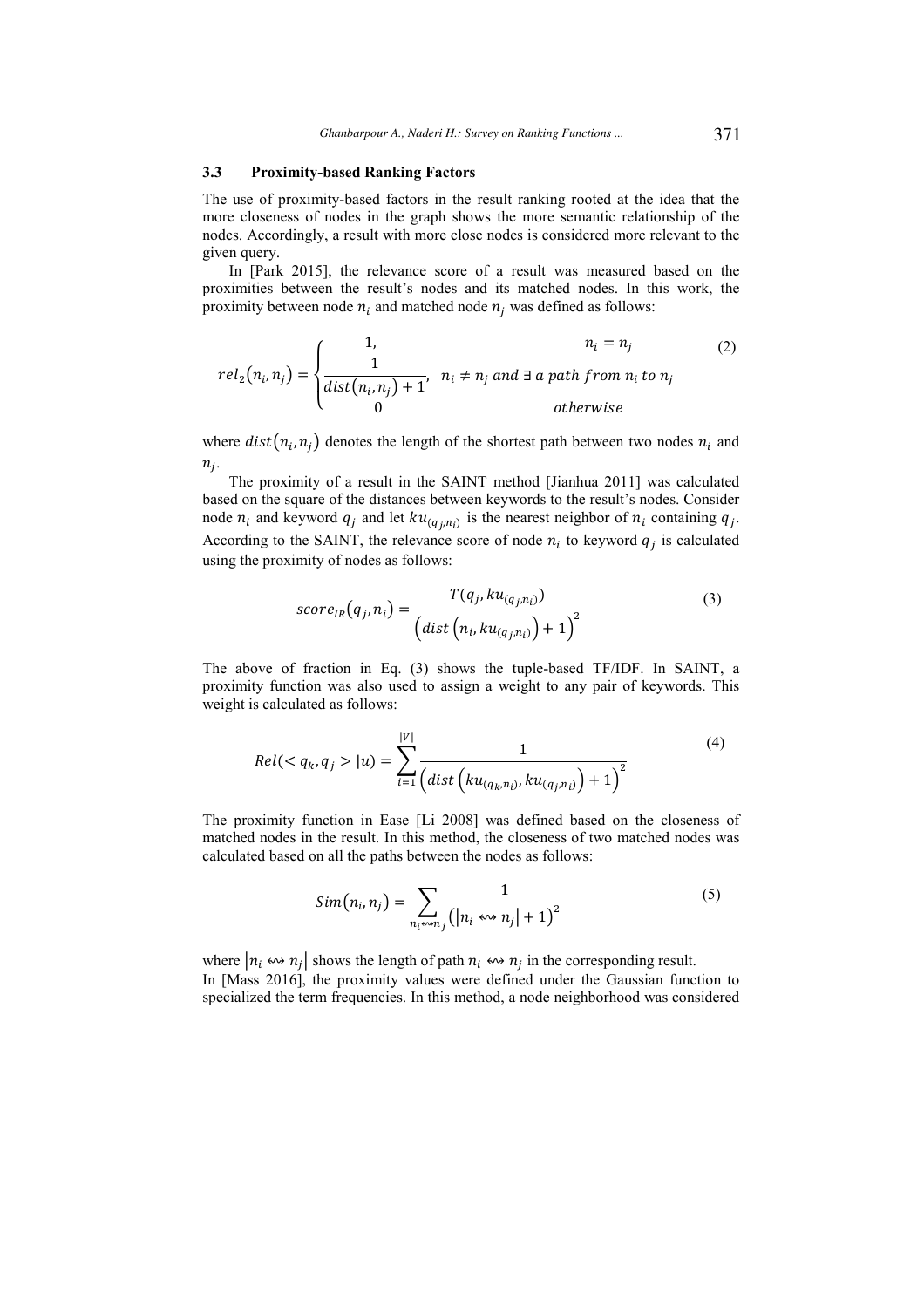### 3.3 Proximity-based Ranking Factors

The use of proximity-based factors in the result ranking rooted at the idea that the more closeness of nodes in the graph shows the more semantic relationship of the nodes. Accordingly, a result with more close nodes is considered more relevant to the given query.

In [Park 2015], the relevance score of a result was measured based on the proximities between the result's nodes and its matched nodes. In this work, the proximity between node $n_i$ and matched node $n_j$ was defined as follows:

$$rel_2(n_i, n_j) = \begin{cases} 1, & n_i = n_j \\ \dfrac{1}{dist(n_i, n_j) + 1}, & n_i \neq n_j \text{ and } \exists \text{ a path from } n_i \text{ to } n_j \\ 0 & \text{otherwise} \end{cases} \tag{2}$$

where $dist(n_i, n_j)$ denotes the length of the shortest path between two nodes $n_i$ and $n_j$.

The proximity of a result in the SAINT method [Jianhua 2011] was calculated based on the square of the distances between keywords to the result's nodes. Consider node $n_i$ and keyword $q_j$ and let $ku_{(q_j,n_i)}$ is the nearest neighbor of $n_i$ containing $q_j$. According to the SAINT, the relevance score of node $n_i$ to keyword $q_j$ is calculated using the proximity of nodes as follows:

$$score_{IR}(q_j, n_i) = \frac{T(q_j, ku_{(q_j,n_i)})}{\left(dist\left(n_i, ku_{(q_j,n_i)}\right) + 1\right)^2} \tag{3}$$

The above of fraction in Eq. (3) shows the tuple-based TF/IDF. In SAINT, a proximity function was also used to assign a weight to any pair of keywords. This weight is calculated as follows:

$$Rel(< q_k, q_j > |u) = \sum_{i=1}^{|V|} \frac{1}{\left(dist\left(ku_{(q_k,n_i)}, ku_{(q_j,n_i)}\right) + 1\right)^2} \tag{4}$$

The proximity function in Ease [Li 2008] was defined based on the closeness of matched nodes in the result. In this method, the closeness of two matched nodes was calculated based on all the paths between the nodes as follows:

$$Sim(n_i, n_j) = \sum_{n_i \leftrightsquigarrow n_j} \frac{1}{\left(|n_i \leftrightsquigarrow n_j| + 1\right)^2} \tag{5}$$

where $|n_i \leftrightsquigarrow n_j|$ shows the length of path $n_i \leftrightsquigarrow n_j$ in the corresponding result.

In [Mass 2016], the proximity values were defined under the Gaussian function to specialized the term frequencies. In this method, a node neighborhood was considered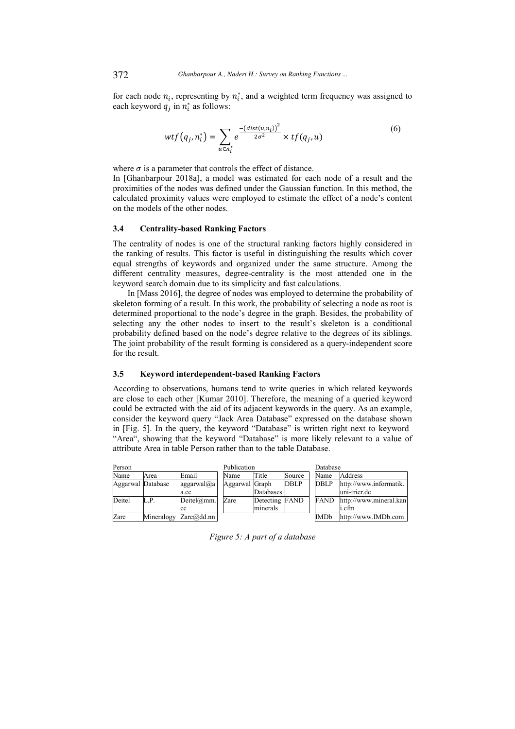for each node $n_i$, representing by $n_i^*$, and a weighted term frequency was assigned to each keyword $q_j$ in $n_i^*$ as follows:

$$wtf(q_j, n_i^*) = \sum_{u \in n_i^*} e^{\frac{-(dist(u,n_i))^2}{2\sigma^2}} \times tf(q_j, u) \tag{6}$$

where $\sigma$ is a parameter that controls the effect of distance.

In [Ghanbarpour 2018a], a model was estimated for each node of a result and the proximities of the nodes was defined under the Gaussian function. In this method, the calculated proximity values were employed to estimate the effect of a node's content on the models of the other nodes.

### 3.4 Centrality-based Ranking Factors

The centrality of nodes is one of the structural ranking factors highly considered in the ranking of results. This factor is useful in distinguishing the results which cover equal strengths of keywords and organized under the same structure. Among the different centrality measures, degree-centrality is the most attended one in the keyword search domain due to its simplicity and fast calculations.

In [Mass 2016], the degree of nodes was employed to determine the probability of skeleton forming of a result. In this work, the probability of selecting a node as root is determined proportional to the node's degree in the graph. Besides, the probability of selecting any the other nodes to insert to the result's skeleton is a conditional probability defined based on the node's degree relative to the degrees of its siblings. The joint probability of the result forming is considered as a query-independent score for the result.

### 3.5 Keyword interdependent-based Ranking Factors

According to observations, humans tend to write queries in which related keywords are close to each other [Kumar 2010]. Therefore, the meaning of a queried keyword could be extracted with the aid of its adjacent keywords in the query. As an example, consider the keyword query "Jack Area Database" expressed on the database shown in [Fig. 5]. In the query, the keyword "Database" is written right next to keyword "Area", showing that the keyword "Database" is more likely relevant to a value of attribute Area in table Person rather than to the table Database.

Person

| Name | Area | Email |
|---|---|---|
| Aggarwal | Database | aggarwal@a a.cc |
| Deitel | L.P. | Deitel@mm. cc |
| Zare | Mineralogy | Zare@dd.nn |

Publication

| Name | Title | Source |
|---|---|---|
| Aggarwal | Graph Databases | DBLP |
| Zare | Detecting minerals | FAND |

Database

| Name | Address |
|---|---|
| DBLP | http://www.informatik. uni-trier.de |
| FAND | http://www.mineral.kan i.cfm |
| IMDb | http://www.IMDb.com |

*Figure 5: A part of a database*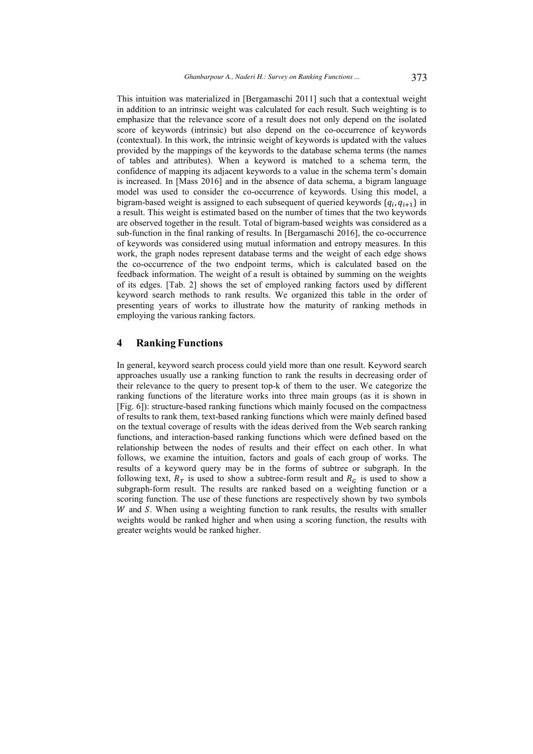This intuition was materialized in [Bergamaschi 2011] such that a contextual weight in addition to an intrinsic weight was calculated for each result. Such weighting is to emphasize that the relevance score of a result does not only depend on the isolated score of keywords (intrinsic) but also depend on the co-occurrence of keywords (contextual). In this work, the intrinsic weight of keywords is updated with the values provided by the mappings of the keywords to the database schema terms (the names of tables and attributes). When a keyword is matched to a schema term, the confidence of mapping its adjacent keywords to a value in the schema term's domain is increased. In [Mass 2016] and in the absence of data schema, a bigram language model was used to consider the co-occurrence of keywords. Using this model, a bigram-based weight is assigned to each subsequent of queried keywords $\{q_i, q_{i+1}\}$ in a result. This weight is estimated based on the number of times that the two keywords are observed together in the result. Total of bigram-based weights was considered as a sub-function in the final ranking of results. In [Bergamaschi 2016], the co-occurrence of keywords was considered using mutual information and entropy measures. In this work, the graph nodes represent database terms and the weight of each edge shows the co-occurrence of the two endpoint terms, which is calculated based on the feedback information. The weight of a result is obtained by summing on the weights of its edges. [Tab. 2] shows the set of employed ranking factors used by different keyword search methods to rank results. We organized this table in the order of presenting years of works to illustrate how the maturity of ranking methods in employing the various ranking factors.

## 4 Ranking Functions

In general, keyword search process could yield more than one result. Keyword search approaches usually use a ranking function to rank the results in decreasing order of their relevance to the query to present top-k of them to the user. We categorize the ranking functions of the literature works into three main groups (as it is shown in [Fig. 6]): structure-based ranking functions which mainly focused on the compactness of results to rank them, text-based ranking functions which were mainly defined based on the textual coverage of results with the ideas derived from the Web search ranking functions, and interaction-based ranking functions which were defined based on the relationship between the nodes of results and their effect on each other. In what follows, we examine the intuition, factors and goals of each group of works. The results of a keyword query may be in the forms of subtree or subgraph. In the following text, $R_T$ is used to show a subtree-form result and $R_G$ is used to show a subgraph-form result. The results are ranked based on a weighting function or a scoring function. The use of these functions are respectively shown by two symbols $W$ and $S$. When using a weighting function to rank results, the results with smaller weights would be ranked higher and when using a scoring function, the results with greater weights would be ranked higher.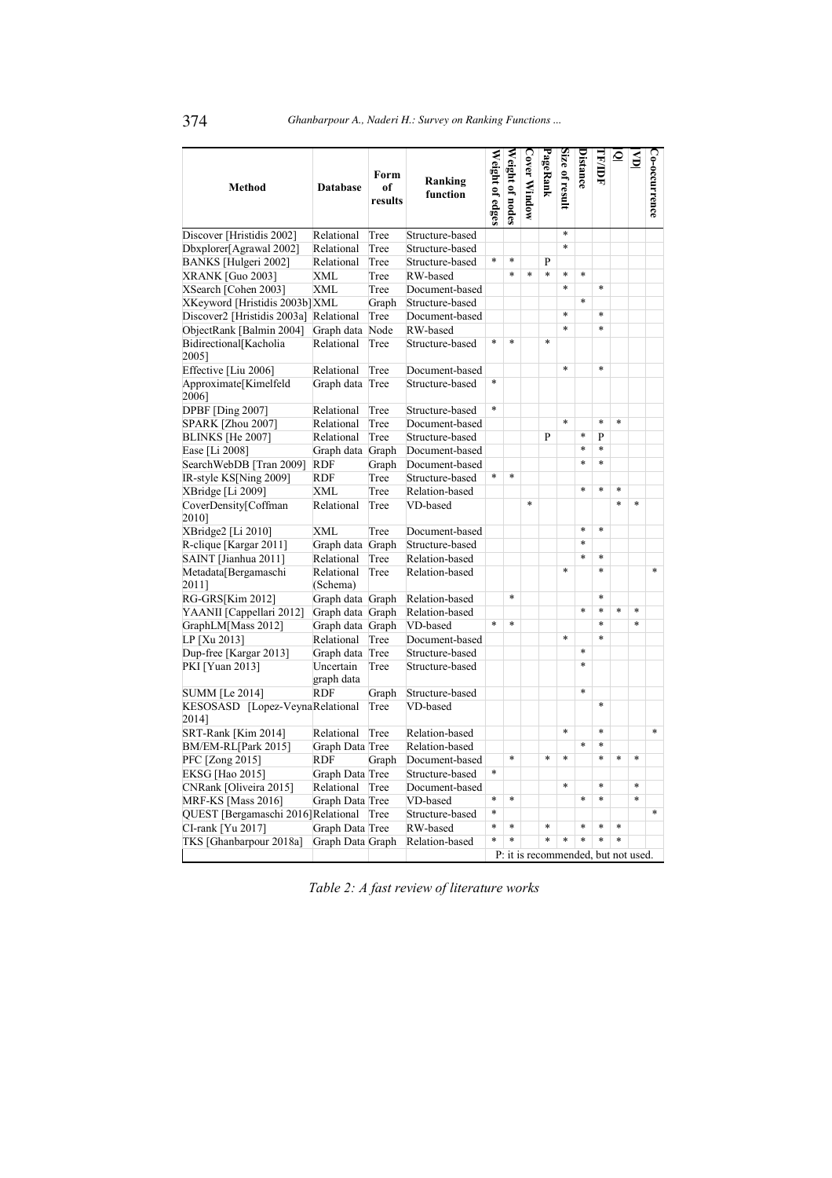| Method | Database | Form of results | Ranking function | Weight of edges | Weight of nodes | Cover Window | PageRank | Size of result | Distance | TF/IDF | \|Q\| | \|VD\| | Co-occurrence |
|---|---|---|---|---|---|---|---|---|---|---|---|---|---|
| Discover [Hristidis 2002] | Relational | Tree | Structure-based | | | | | * | | | | | |
| Dbxplorer[Agrawal 2002] | Relational | Tree | Structure-based | | | | | * | | | | | |
| BANKS [Hulgeri 2002] | Relational | Tree | Structure-based | * | * | | P | | | | | | |
| XRANK [Guo 2003] | XML | Tree | RW-based | | * | * | * | * | * | | | | |
| XSearch [Cohen 2003] | XML | Tree | Document-based | | | | | * | | * | | | |
| XKeyword [Hristidis 2003b] | XML | Graph | Structure-based | | | | | | * | | | | |
| Discover2 [Hristidis 2003a] | Relational | Tree | Document-based | | | | | * | | * | | | |
| ObjectRank [Balmin 2004] | Graph data | Node | RW-based | | | | | * | | * | | | |
| Bidirectional[Kacholia 2005] | Relational | Tree | Structure-based | * | * | | * | | | | | | |
| Effective [Liu 2006] | Relational | Tree | Document-based | | | | | * | | * | | | |
| Approximate[Kimelfeld 2006] | Graph data | Tree | Structure-based | * | | | | | | | | | |
| DPBF [Ding 2007] | Relational | Tree | Structure-based | * | | | | | | | | | |
| SPARK [Zhou 2007] | Relational | Tree | Document-based | | | | | * | | * | * | | |
| BLINKS [He 2007] | Relational | Tree | Structure-based | | | | P | | * | P | | | |
| Ease [Li 2008] | Graph data | Graph | Document-based | | | | | | * | * | | | |
| SearchWebDB [Tran 2009] | RDF | Graph | Document-based | | | | | | * | * | | | |
| IR-style KS[Ning 2009] | RDF | Tree | Structure-based | * | * | | | | | | | | |
| XBridge [Li 2009] | XML | Tree | Relation-based | | | | | | * | * | * | | |
| CoverDensity[Coffman 2010] | Relational | Tree | VD-based | | | * | | | | | * | * | |
| XBridge2 [Li 2010] | XML | Tree | Document-based | | | | | | * | * | | | |
| R-clique [Kargar 2011] | Graph data | Graph | Structure-based | | | | | | * | | | | |
| SAINT [Jianhua 2011] | Relational | Tree | Relation-based | | | | | | * | * | | | |
| Metadata[Bergamaschi 2011] | Relational (Schema) | Tree | Relation-based | | | | | * | | * | | | * |
| RG-GRS[Kim 2012] | Graph data | Graph | Relation-based | | * | | | | | * | | | |
| YAANII [Cappellari 2012] | Graph data | Graph | Relation-based | | | | | | * | * | * | * | |
| GraphLM[Mass 2012] | Graph data | Graph | VD-based | * | * | | | | | * | | * | |
| LP [Xu 2013] | Relational | Tree | Document-based | | | | | * | | * | | | |
| Dup-free [Kargar 2013] | Graph data | Tree | Structure-based | | | | | | * | | | | |
| PKI [Yuan 2013] | Uncertain graph data | Tree | Structure-based | | | | | | * | | | | |
| SUMM [Le 2014] | RDF | Graph | Structure-based | | | | | | * | | | | |
| KESOSASD [Lopez-Veyna 2014] | Relational | Tree | VD-based | | | | | | | * | | | |
| SRT-Rank [Kim 2014] | Relational | Tree | Relation-based | | | | | * | | * | | | * |
| BM/EM-RL[Park 2015] | Graph Data | Tree | Relation-based | | | | | | * | * | | | |
| PFC [Zong 2015] | RDF | Graph | Document-based | | * | | * | * | | * | * | * | |
| EKSG [Hao 2015] | Graph Data | Tree | Structure-based | * | | | | | | | | | |
| CNRank [Oliveira 2015] | Relational | Tree | Document-based | | | | | * | | * | | * | |
| MRF-KS [Mass 2016] | Graph Data | Tree | VD-based | * | * | | | | * | * | | * | |
| QUEST [Bergamaschi 2016] | Relational | Tree | Structure-based | * | | | | | | | | | * |
| CI-rank [Yu 2017] | Graph Data | Tree | RW-based | * | * | | * | | * | * | * | | |
| TKS [Ghanbarpour 2018a] | Graph Data | Graph | Relation-based | * | * | | * | * | * | * | * | | |
| | | | | P: it is recommended, but not used. | | | | | | | | | |

*Table 2: A fast review of literature works*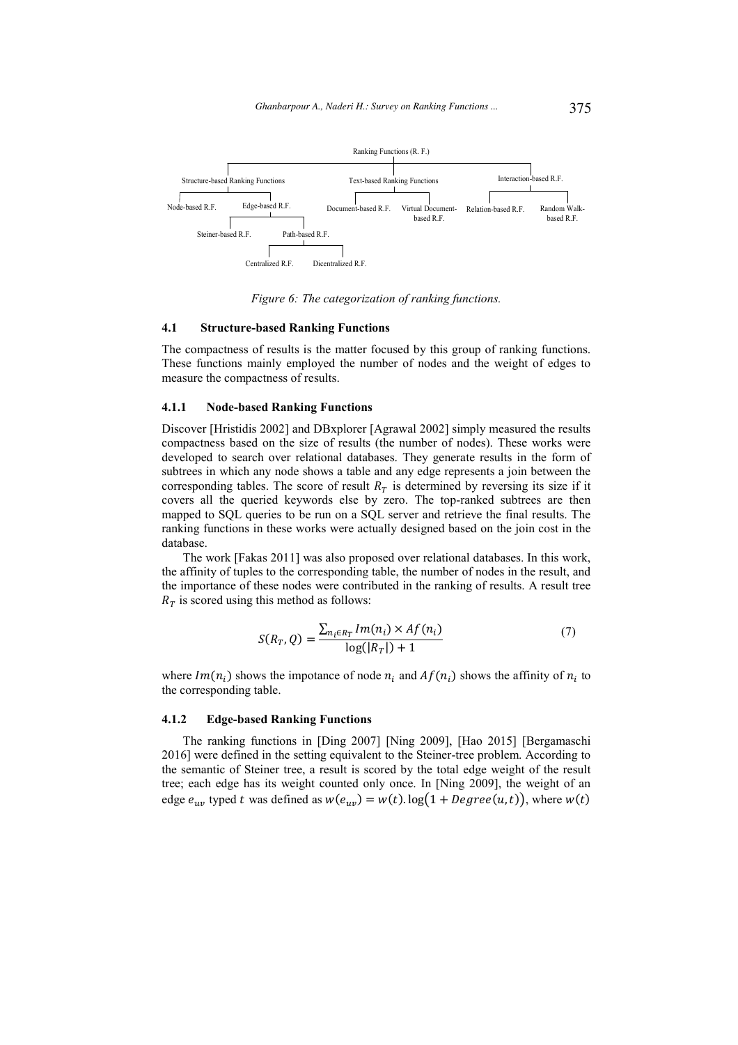Ranking Functions (R. F.)

- Structure-based Ranking Functions
  - Node-based R.F.
  - Edge-based R.F.
    - Steiner-based R.F.
    - Path-based R.F.
      - Centralized R.F.
      - Dicentralized R.F.
- Text-based Ranking Functions
  - Document-based R.F.
  - Virtual Document-based R.F.
- Interaction-based R.F.
  - Relation-based R.F.
  - Random Walk-based R.F.

*Figure 6: The categorization of ranking functions.*

### 4.1 Structure-based Ranking Functions

The compactness of results is the matter focused by this group of ranking functions. These functions mainly employed the number of nodes and the weight of edges to measure the compactness of results.

#### 4.1.1 Node-based Ranking Functions

Discover [Hristidis 2002] and DBxplorer [Agrawal 2002] simply measured the results compactness based on the size of results (the number of nodes). These works were developed to search over relational databases. They generate results in the form of subtrees in which any node shows a table and any edge represents a join between the corresponding tables. The score of result $R_T$ is determined by reversing its size if it covers all the queried keywords else by zero. The top-ranked subtrees are then mapped to SQL queries to be run on a SQL server and retrieve the final results. The ranking functions in these works were actually designed based on the join cost in the database.

The work [Fakas 2011] was also proposed over relational databases. In this work, the affinity of tuples to the corresponding table, the number of nodes in the result, and the importance of these nodes were contributed in the ranking of results. A result tree $R_T$ is scored using this method as follows:

$$S(R_T, Q) = \frac{\sum_{n_i \in R_T} Im(n_i) \times Af(n_i)}{\log(|R_T|) + 1} \tag{7}$$

where $Im(n_i)$ shows the impotance of node $n_i$ and $Af(n_i)$ shows the affinity of $n_i$ to the corresponding table.

#### 4.1.2 Edge-based Ranking Functions

The ranking functions in [Ding 2007] [Ning 2009], [Hao 2015] [Bergamaschi 2016] were defined in the setting equivalent to the Steiner-tree problem. According to the semantic of Steiner tree, a result is scored by the total edge weight of the result tree; each edge has its weight counted only once. In [Ning 2009], the weight of an edge $e_{uv}$ typed $t$ was defined as $w(e_{uv}) = w(t).\log\big(1 + Degree(u, t)\big)$, where $w(t)$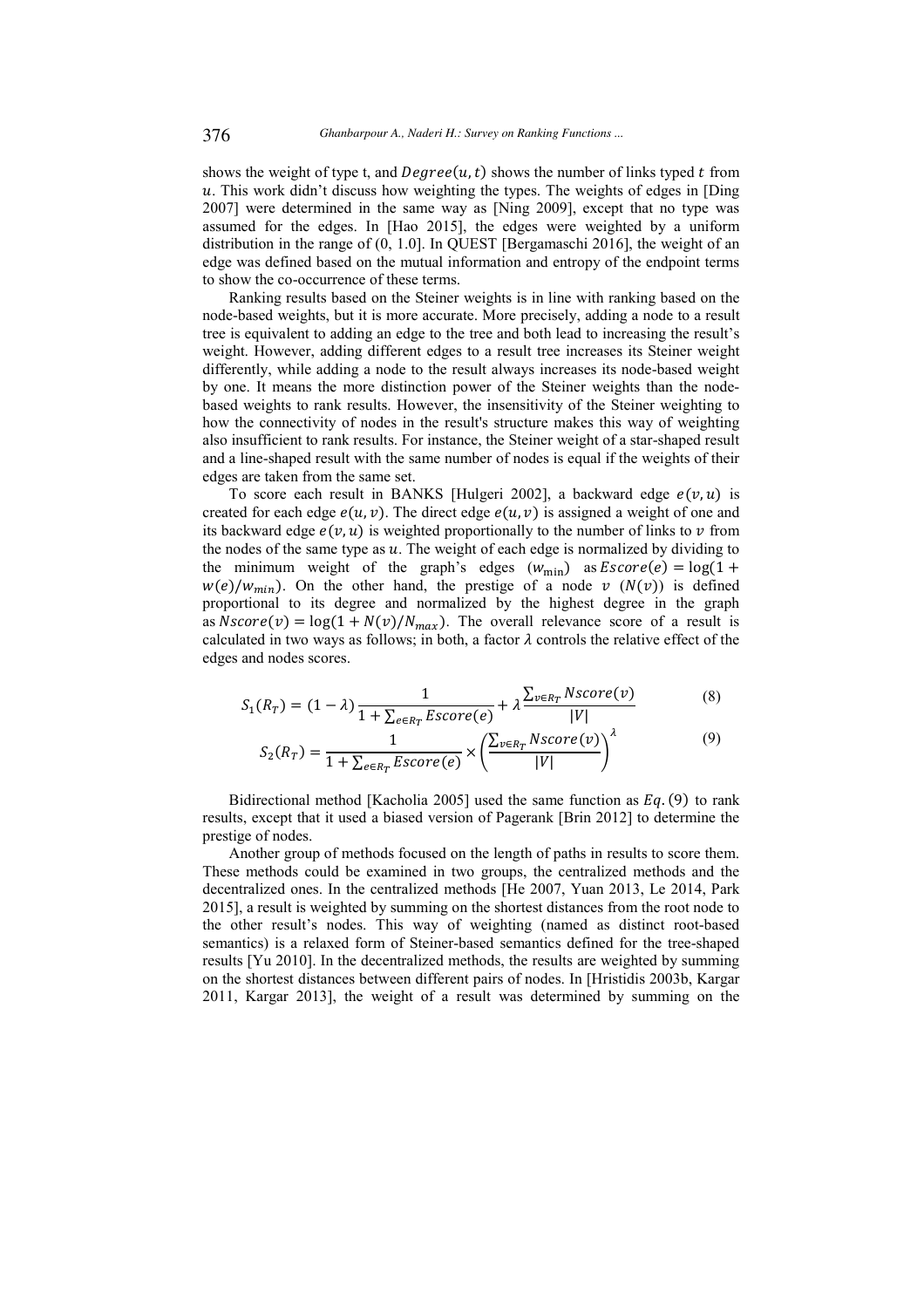shows the weight of type t, and $Degree(u, t)$ shows the number of links typed $t$ from $u$. This work didn't discuss how weighting the types. The weights of edges in [Ding 2007] were determined in the same way as [Ning 2009], except that no type was assumed for the edges. In [Hao 2015], the edges were weighted by a uniform distribution in the range of (0, 1.0]. In QUEST [Bergamaschi 2016], the weight of an edge was defined based on the mutual information and entropy of the endpoint terms to show the co-occurrence of these terms.

Ranking results based on the Steiner weights is in line with ranking based on the node-based weights, but it is more accurate. More precisely, adding a node to a result tree is equivalent to adding an edge to the tree and both lead to increasing the result's weight. However, adding different edges to a result tree increases its Steiner weight differently, while adding a node to the result always increases its node-based weight by one. It means the more distinction power of the Steiner weights than the node-based weights to rank results. However, the insensitivity of the Steiner weighting to how the connectivity of nodes in the result's structure makes this way of weighting also insufficient to rank results. For instance, the Steiner weight of a star-shaped result and a line-shaped result with the same number of nodes is equal if the weights of their edges are taken from the same set.

To score each result in BANKS [Hulgeri 2002], a backward edge $e(v, u)$ is created for each edge $e(u, v)$. The direct edge $e(u, v)$ is assigned a weight of one and its backward edge $e(v, u)$ is weighted proportionally to the number of links to $v$ from the nodes of the same type as $u$. The weight of each edge is normalized by dividing to the minimum weight of the graph's edges ($w_{\min}$) as $Escore(e) = \log(1 + w(e)/w_{min})$. On the other hand, the prestige of a node $v$ ($N(v)$) is defined proportional to its degree and normalized by the highest degree in the graph as $Nscore(v) = \log(1 + N(v)/N_{max})$. The overall relevance score of a result is calculated in two ways as follows; in both, a factor $\lambda$ controls the relative effect of the edges and nodes scores.

$$S_1(R_T) = (1 - \lambda) \frac{1}{1 + \sum_{e \in R_T} Escore(e)} + \lambda \frac{\sum_{v \in R_T} Nscore(v)}{|V|} \quad (8)$$

$$S_2(R_T) = \frac{1}{1 + \sum_{e \in R_T} Escore(e)} \times \left( \frac{\sum_{v \in R_T} Nscore(v)}{|V|} \right)^{\lambda} \quad (9)$$

Bidirectional method [Kacholia 2005] used the same function as $Eq. (9)$ to rank results, except that it used a biased version of Pagerank [Brin 2012] to determine the prestige of nodes.

Another group of methods focused on the length of paths in results to score them. These methods could be examined in two groups, the centralized methods and the decentralized ones. In the centralized methods [He 2007, Yuan 2013, Le 2014, Park 2015], a result is weighted by summing on the shortest distances from the root node to the other result's nodes. This way of weighting (named as distinct root-based semantics) is a relaxed form of Steiner-based semantics defined for the tree-shaped results [Yu 2010]. In the decentralized methods, the results are weighted by summing on the shortest distances between different pairs of nodes. In [Hristidis 2003b, Kargar 2011, Kargar 2013], the weight of a result was determined by summing on the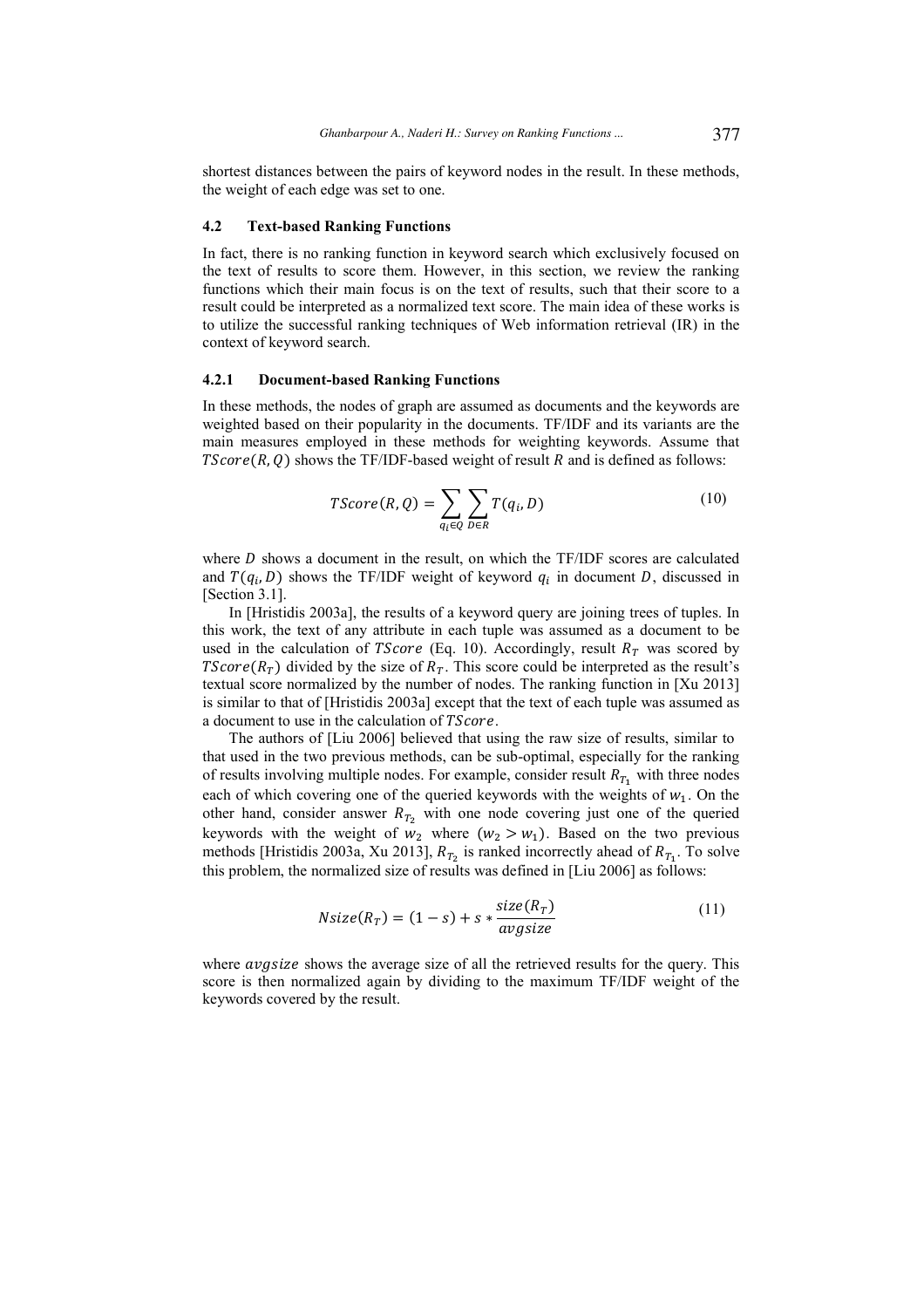shortest distances between the pairs of keyword nodes in the result. In these methods, the weight of each edge was set to one.

### 4.2 Text-based Ranking Functions

In fact, there is no ranking function in keyword search which exclusively focused on the text of results to score them. However, in this section, we review the ranking functions which their main focus is on the text of results, such that their score to a result could be interpreted as a normalized text score. The main idea of these works is to utilize the successful ranking techniques of Web information retrieval (IR) in the context of keyword search.

#### 4.2.1 Document-based Ranking Functions

In these methods, the nodes of graph are assumed as documents and the keywords are weighted based on their popularity in the documents. TF/IDF and its variants are the main measures employed in these methods for weighting keywords. Assume that $TScore(R, Q)$ shows the TF/IDF-based weight of result $R$ and is defined as follows:

$$TScore(R, Q) = \sum_{q_i \in Q} \sum_{D \in R} T(q_i, D) \tag{10}$$

where $D$ shows a document in the result, on which the TF/IDF scores are calculated and $T(q_i, D)$ shows the TF/IDF weight of keyword $q_i$ in document $D$, discussed in [Section 3.1].

In [Hristidis 2003a], the results of a keyword query are joining trees of tuples. In this work, the text of any attribute in each tuple was assumed as a document to be used in the calculation of $TScore$ (Eq. 10). Accordingly, result $R_T$ was scored by $TScore(R_T)$ divided by the size of $R_T$. This score could be interpreted as the result's textual score normalized by the number of nodes. The ranking function in [Xu 2013] is similar to that of [Hristidis 2003a] except that the text of each tuple was assumed as a document to use in the calculation of $TScore$.

The authors of [Liu 2006] believed that using the raw size of results, similar to that used in the two previous methods, can be sub-optimal, especially for the ranking of results involving multiple nodes. For example, consider result $R_{T_1}$ with three nodes each of which covering one of the queried keywords with the weights of $w_1$. On the other hand, consider answer $R_{T_2}$ with one node covering just one of the queried keywords with the weight of $w_2$ where $(w_2 > w_1)$. Based on the two previous methods [Hristidis 2003a, Xu 2013], $R_{T_2}$ is ranked incorrectly ahead of $R_{T_1}$. To solve this problem, the normalized size of results was defined in [Liu 2006] as follows:

$$Nsize(R_T) = (1 - s) + s * \frac{size(R_T)}{avgsize} \tag{11}$$

where $avgsize$ shows the average size of all the retrieved results for the query. This score is then normalized again by dividing to the maximum TF/IDF weight of the keywords covered by the result.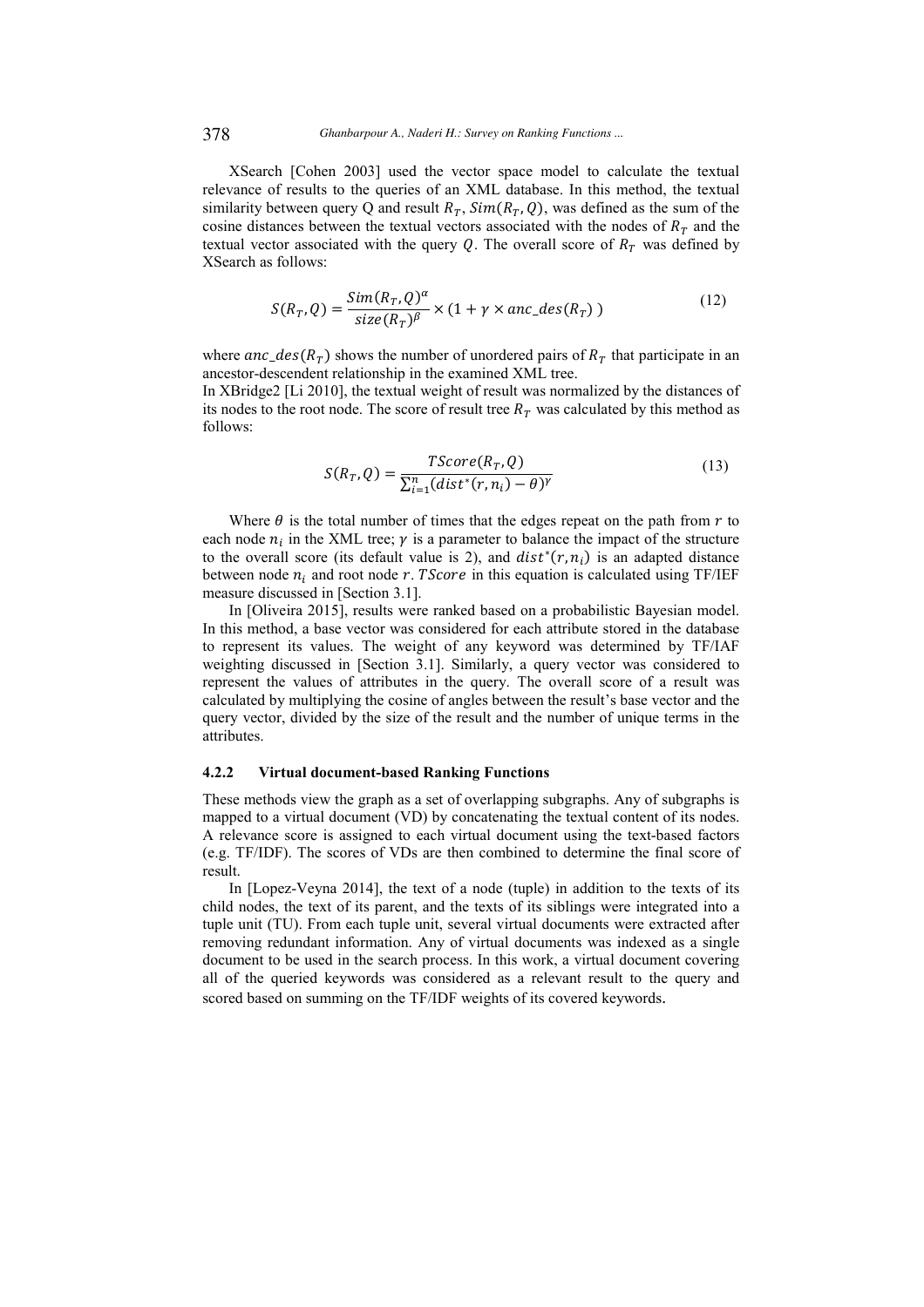XSearch [Cohen 2003] used the vector space model to calculate the textual relevance of results to the queries of an XML database. In this method, the textual similarity between query Q and result $R_T$, $Sim(R_T, Q)$, was defined as the sum of the cosine distances between the textual vectors associated with the nodes of $R_T$ and the textual vector associated with the query $Q$. The overall score of $R_T$ was defined by XSearch as follows:

$$S(R_T, Q) = \frac{Sim(R_T, Q)^{\alpha}}{size(R_T)^{\beta}} \times (1 + \gamma \times anc\_des(R_T)\,) \tag{12}$$

where $anc\_des(R_T)$ shows the number of unordered pairs of $R_T$ that participate in an ancestor-descendent relationship in the examined XML tree.

In XBridge2 [Li 2010], the textual weight of result was normalized by the distances of its nodes to the root node. The score of result tree $R_T$ was calculated by this method as follows:

$$S(R_T, Q) = \frac{TScore(R_T, Q)}{\sum_{i=1}^{n}(dist^{*}(r, n_i) - \theta)^{\gamma}} \tag{13}$$

Where $\theta$ is the total number of times that the edges repeat on the path from $r$ to each node $n_i$ in the XML tree; $\gamma$ is a parameter to balance the impact of the structure to the overall score (its default value is 2), and $dist^{*}(r, n_i)$ is an adapted distance between node $n_i$ and root node $r$. $TScore$ in this equation is calculated using TF/IEF measure discussed in [Section 3.1].

In [Oliveira 2015], results were ranked based on a probabilistic Bayesian model. In this method, a base vector was considered for each attribute stored in the database to represent its values. The weight of any keyword was determined by TF/IAF weighting discussed in [Section 3.1]. Similarly, a query vector was considered to represent the values of attributes in the query. The overall score of a result was calculated by multiplying the cosine of angles between the result's base vector and the query vector, divided by the size of the result and the number of unique terms in the attributes.

#### 4.2.2 Virtual document-based Ranking Functions

These methods view the graph as a set of overlapping subgraphs. Any of subgraphs is mapped to a virtual document (VD) by concatenating the textual content of its nodes. A relevance score is assigned to each virtual document using the text-based factors (e.g. TF/IDF). The scores of VDs are then combined to determine the final score of result.

In [Lopez-Veyna 2014], the text of a node (tuple) in addition to the texts of its child nodes, the text of its parent, and the texts of its siblings were integrated into a tuple unit (TU). From each tuple unit, several virtual documents were extracted after removing redundant information. Any of virtual documents was indexed as a single document to be used in the search process. In this work, a virtual document covering all of the queried keywords was considered as a relevant result to the query and scored based on summing on the TF/IDF weights of its covered keywords.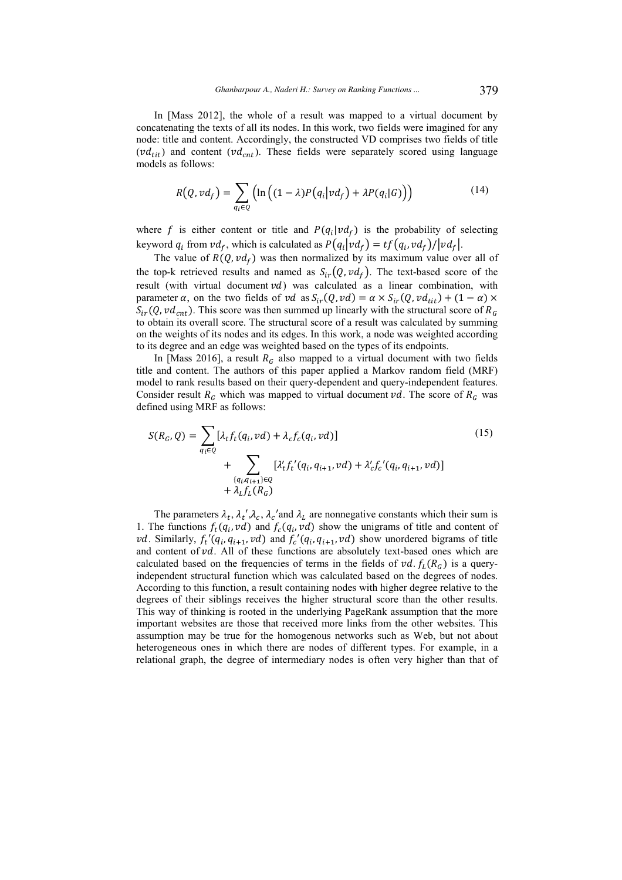In [Mass 2012], the whole of a result was mapped to a virtual document by concatenating the texts of all its nodes. In this work, two fields were imagined for any node: title and content. Accordingly, the constructed VD comprises two fields of title ($vd_{tit}$) and content ($vd_{cnt}$). These fields were separately scored using language models as follows:

$$R(Q, vd_f) = \sum_{q_i \in Q} \left( \ln \left( (1-\lambda) P(q_i | vd_f) + \lambda P(q_i | G) \right) \right) \tag{14}$$

where $f$ is either content or title and $P(q_i|vd_f)$ is the probability of selecting keyword $q_i$ from $vd_f$, which is calculated as $P(q_i|vd_f) = tf(q_i, vd_f)/|vd_f|$.

The value of $R(Q, vd_f)$ was then normalized by its maximum value over all of the top-k retrieved results and named as $S_{ir}(Q, vd_f)$. The text-based score of the result (with virtual document $vd$) was calculated as a linear combination, with parameter $\alpha$, on the two fields of $vd$ as $S_{ir}(Q, vd) = \alpha \times S_{ir}(Q, vd_{tit}) + (1-\alpha) \times S_{ir}(Q, vd_{cnt})$. This score was then summed up linearly with the structural score of $R_G$ to obtain its overall score. The structural score of a result was calculated by summing on the weights of its nodes and its edges. In this work, a node was weighted according to its degree and an edge was weighted based on the types of its endpoints.

In [Mass 2016], a result $R_G$ also mapped to a virtual document with two fields title and content. The authors of this paper applied a Markov random field (MRF) model to rank results based on their query-dependent and query-independent features. Consider result $R_G$ which was mapped to virtual document $vd$. The score of $R_G$ was defined using MRF as follows:

$$\begin{aligned} S(R_G, Q) = \sum_{q_i \in Q} [\lambda_t f_t(q_i, vd) + \lambda_c f_c(q_i, vd)] \\ + \sum_{\{q_i, q_{i+1}\} \in Q} [\lambda_t' f_t'(q_i, q_{i+1}, vd) + \lambda_c' f_c'(q_i, q_{i+1}, vd)] \\ + \lambda_L f_L(R_G) \end{aligned} \tag{15}$$

The parameters $\lambda_t, \lambda_t', \lambda_c, \lambda_c'$ and $\lambda_L$ are nonnegative constants which their sum is 1. The functions $f_t(q_i, vd)$ and $f_c(q_i, vd)$ show the unigrams of title and content of $vd$. Similarly, $f_t'(q_i, q_{i+1}, vd)$ and $f_c'(q_i, q_{i+1}, vd)$ show unordered bigrams of title and content of $vd$. All of these functions are absolutely text-based ones which are calculated based on the frequencies of terms in the fields of $vd$. $f_L(R_G)$ is a query-independent structural function which was calculated based on the degrees of nodes. According to this function, a result containing nodes with higher degree relative to the degrees of their siblings receives the higher structural score than the other results. This way of thinking is rooted in the underlying PageRank assumption that the more important websites are those that received more links from the other websites. This assumption may be true for the homogenous networks such as Web, but not about heterogeneous ones in which there are nodes of different types. For example, in a relational graph, the degree of intermediary nodes is often very higher than that of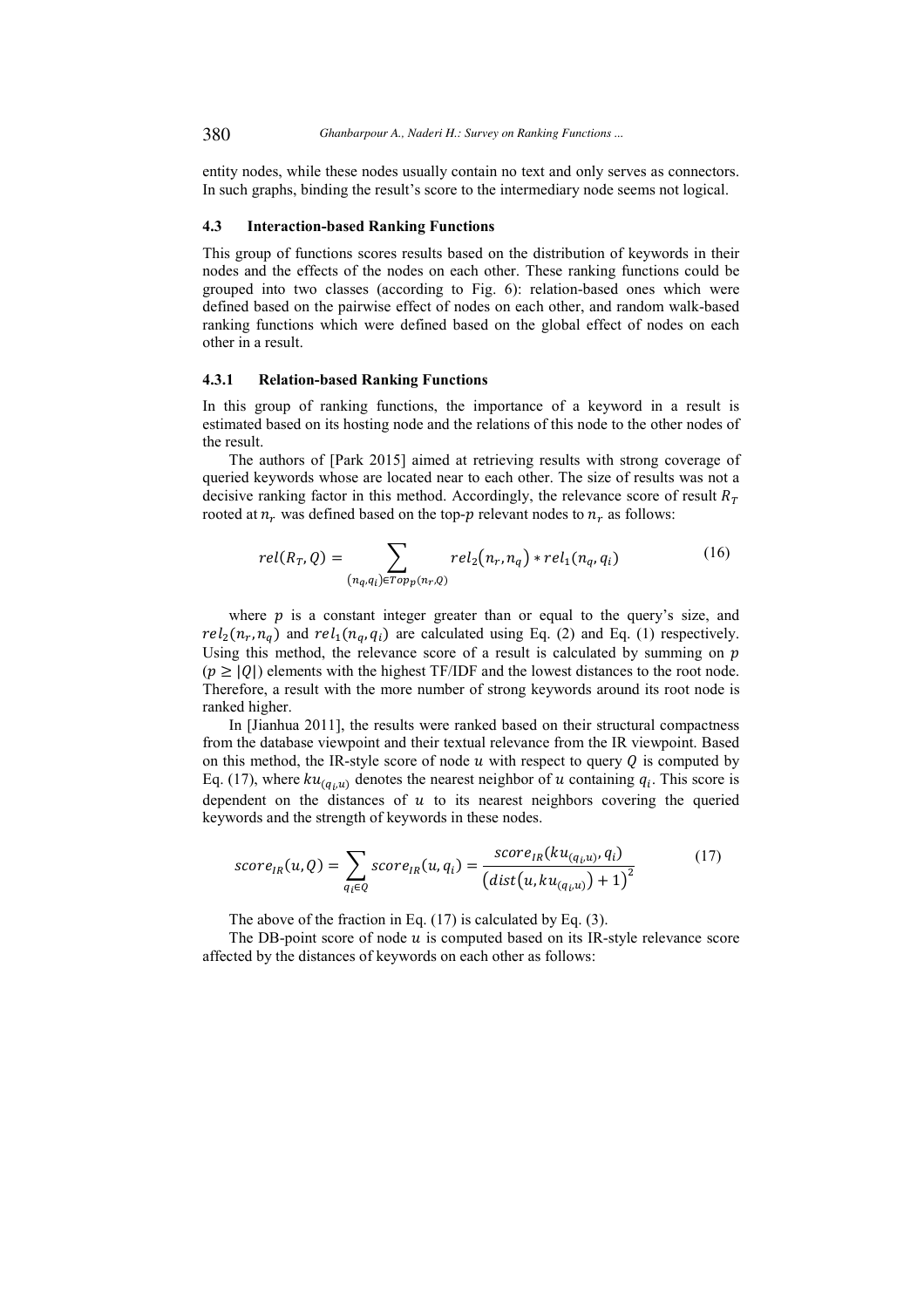entity nodes, while these nodes usually contain no text and only serves as connectors. In such graphs, binding the result's score to the intermediary node seems not logical.

### 4.3 Interaction-based Ranking Functions

This group of functions scores results based on the distribution of keywords in their nodes and the effects of the nodes on each other. These ranking functions could be grouped into two classes (according to Fig. 6): relation-based ones which were defined based on the pairwise effect of nodes on each other, and random walk-based ranking functions which were defined based on the global effect of nodes on each other in a result.

#### 4.3.1 Relation-based Ranking Functions

In this group of ranking functions, the importance of a keyword in a result is estimated based on its hosting node and the relations of this node to the other nodes of the result.

The authors of [Park 2015] aimed at retrieving results with strong coverage of queried keywords whose are located near to each other. The size of results was not a decisive ranking factor in this method. Accordingly, the relevance score of result $R_T$ rooted at $n_r$ was defined based on the top-$p$ relevant nodes to $n_r$ as follows:

$$rel(R_T, Q) = \sum_{(n_q, q_i) \in Top_p(n_r, Q)} rel_2(n_r, n_q) * rel_1(n_q, q_i) \tag{16}$$

where $p$ is a constant integer greater than or equal to the query's size, and $rel_2(n_r, n_q)$ and $rel_1(n_q, q_i)$ are calculated using Eq. (2) and Eq. (1) respectively. Using this method, the relevance score of a result is calculated by summing on $p$ ($p \geq |Q|$) elements with the highest TF/IDF and the lowest distances to the root node. Therefore, a result with the more number of strong keywords around its root node is ranked higher.

In [Jianhua 2011], the results were ranked based on their structural compactness from the database viewpoint and their textual relevance from the IR viewpoint. Based on this method, the IR-style score of node $u$ with respect to query $Q$ is computed by Eq. (17), where $ku_{(q_i,u)}$ denotes the nearest neighbor of $u$ containing $q_i$. This score is dependent on the distances of $u$ to its nearest neighbors covering the queried keywords and the strength of keywords in these nodes.

$$score_{IR}(u, Q) = \sum_{q_i \in Q} score_{IR}(u, q_i) = \frac{score_{IR}(ku_{(q_i,u)}, q_i)}{\left(dist(u, ku_{(q_i,u)}) + 1\right)^2} \tag{17}$$

The above of the fraction in Eq. (17) is calculated by Eq. (3).

The DB-point score of node $u$ is computed based on its IR-style relevance score affected by the distances of keywords on each other as follows: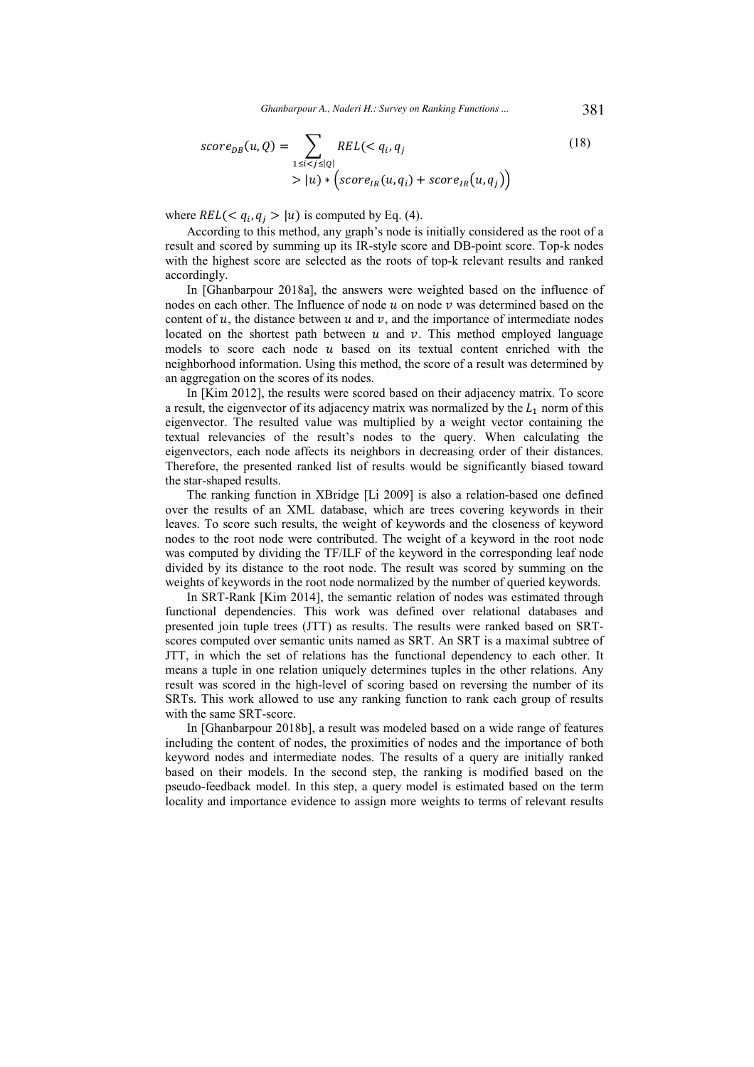$$score_{DB}(u,Q) = \sum_{1 \le i < j \le |Q|} REL(< q_i, q_j > |u) * \left(score_{IR}(u,q_i) + score_{IR}(u,q_j)\right) \tag{18}$$

where $REL(< q_i, q_j > |u)$ is computed by Eq. (4).

According to this method, any graph's node is initially considered as the root of a result and scored by summing up its IR-style score and DB-point score. Top-k nodes with the highest score are selected as the roots of top-k relevant results and ranked accordingly.

In [Ghanbarpour 2018a], the answers were weighted based on the influence of nodes on each other. The Influence of node $u$ on node $v$ was determined based on the content of $u$, the distance between $u$ and $v$, and the importance of intermediate nodes located on the shortest path between $u$ and $v$. This method employed language models to score each node $u$ based on its textual content enriched with the neighborhood information. Using this method, the score of a result was determined by an aggregation on the scores of its nodes.

In [Kim 2012], the results were scored based on their adjacency matrix. To score a result, the eigenvector of its adjacency matrix was normalized by the $L_1$ norm of this eigenvector. The resulted value was multiplied by a weight vector containing the textual relevancies of the result's nodes to the query. When calculating the eigenvectors, each node affects its neighbors in decreasing order of their distances. Therefore, the presented ranked list of results would be significantly biased toward the star-shaped results.

The ranking function in XBridge [Li 2009] is also a relation-based one defined over the results of an XML database, which are trees covering keywords in their leaves. To score such results, the weight of keywords and the closeness of keyword nodes to the root node were contributed. The weight of a keyword in the root node was computed by dividing the TF/ILF of the keyword in the corresponding leaf node divided by its distance to the root node. The result was scored by summing on the weights of keywords in the root node normalized by the number of queried keywords.

In SRT-Rank [Kim 2014], the semantic relation of nodes was estimated through functional dependencies. This work was defined over relational databases and presented join tuple trees (JTT) as results. The results were ranked based on SRT-scores computed over semantic units named as SRT. An SRT is a maximal subtree of JTT, in which the set of relations has the functional dependency to each other. It means a tuple in one relation uniquely determines tuples in the other relations. Any result was scored in the high-level of scoring based on reversing the number of its SRTs. This work allowed to use any ranking function to rank each group of results with the same SRT-score.

In [Ghanbarpour 2018b], a result was modeled based on a wide range of features including the content of nodes, the proximities of nodes and the importance of both keyword nodes and intermediate nodes. The results of a query are initially ranked based on their models. In the second step, the ranking is modified based on the pseudo-feedback model. In this step, a query model is estimated based on the term locality and importance evidence to assign more weights to terms of relevant results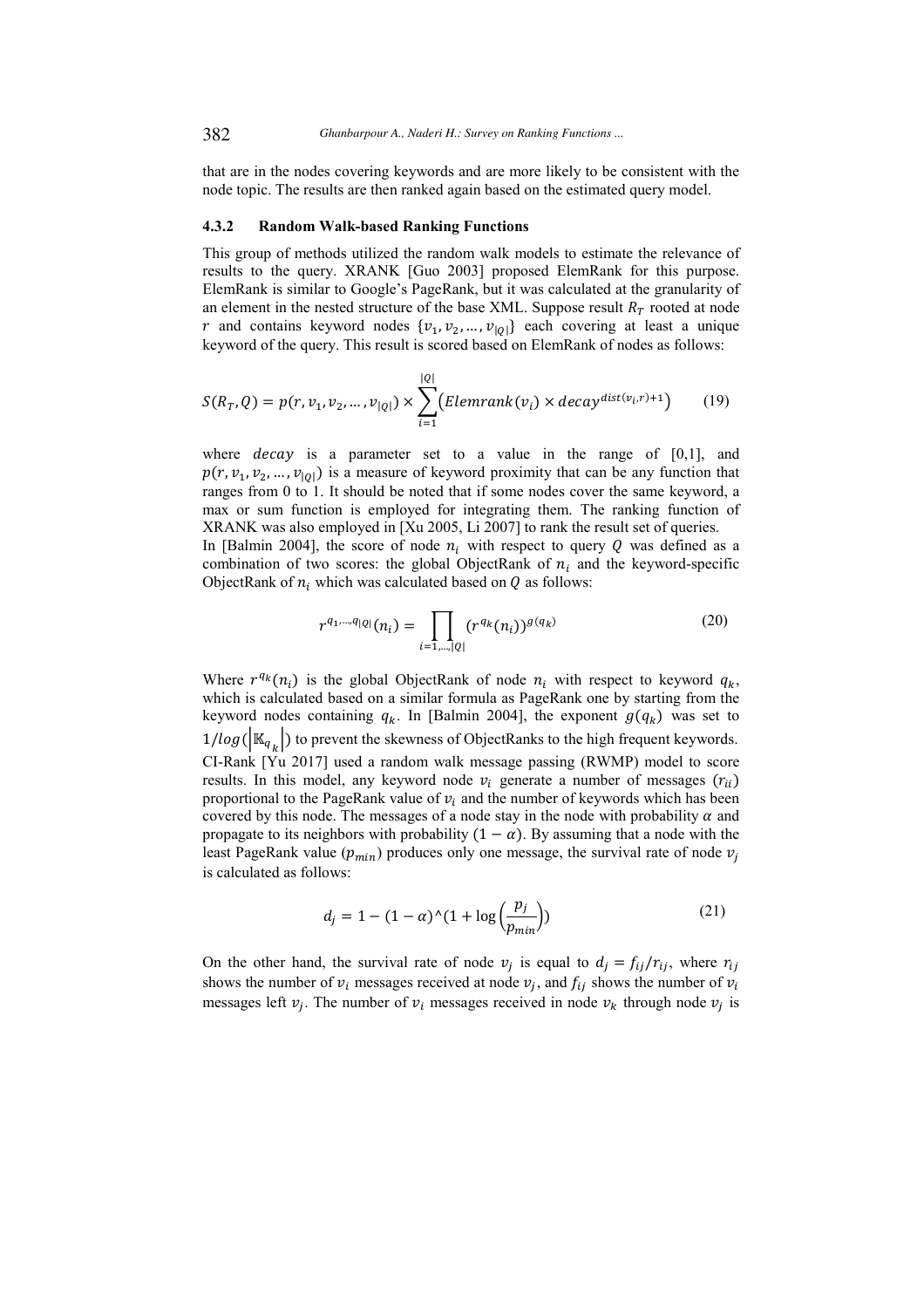that are in the nodes covering keywords and are more likely to be consistent with the node topic. The results are then ranked again based on the estimated query model.

#### 4.3.2 Random Walk-based Ranking Functions

This group of methods utilized the random walk models to estimate the relevance of results to the query. XRANK [Guo 2003] proposed ElemRank for this purpose. ElemRank is similar to Google's PageRank, but it was calculated at the granularity of an element in the nested structure of the base XML. Suppose result $R_T$ rooted at node $r$ and contains keyword nodes $\{v_1, v_2, \ldots, v_{|Q|}\}$ each covering at least a unique keyword of the query. This result is scored based on ElemRank of nodes as follows:

$$S(R_T, Q) = p(r, v_1, v_2, \ldots, v_{|Q|}) \times \sum_{i=1}^{|Q|} \left( Elemrank(v_i) \times decay^{dist(v_i, r)+1} \right) \tag{19}$$

where $decay$ is a parameter set to a value in the range of [0,1], and $p(r, v_1, v_2, \ldots, v_{|Q|})$ is a measure of keyword proximity that can be any function that ranges from 0 to 1. It should be noted that if some nodes cover the same keyword, a max or sum function is employed for integrating them. The ranking function of XRANK was also employed in [Xu 2005, Li 2007] to rank the result set of queries.

In [Balmin 2004], the score of node $n_i$ with respect to query $Q$ was defined as a combination of two scores: the global ObjectRank of $n_i$ and the keyword-specific ObjectRank of $n_i$ which was calculated based on $Q$ as follows:

$$r^{q_1, \ldots, q_{|Q|}}(n_i) = \prod_{i=1,\ldots,|Q|} \left( r^{q_k}(n_i) \right)^{g(q_k)} \tag{20}$$

Where $r^{q_k}(n_i)$ is the global ObjectRank of node $n_i$ with respect to keyword $q_k$, which is calculated based on a similar formula as PageRank one by starting from the keyword nodes containing $q_k$. In [Balmin 2004], the exponent $g(q_k)$ was set to $1/log(|\mathbb{K}_{q_k}|)$ to prevent the skewness of ObjectRanks to the high frequent keywords.

CI-Rank [Yu 2017] used a random walk message passing (RWMP) model to score results. In this model, any keyword node $v_i$ generate a number of messages ($r_{ii}$) proportional to the PageRank value of $v_i$ and the number of keywords which has been covered by this node. The messages of a node stay in the node with probability $\alpha$ and propagate to its neighbors with probability $(1-\alpha)$. By assuming that a node with the least PageRank value ($p_{min}$) produces only one message, the survival rate of node $v_j$ is calculated as follows:

$$d_j = 1 - (1-\alpha)^\wedge(1 + \log\left(\frac{p_j}{p_{min}}\right)) \tag{21}$$

On the other hand, the survival rate of node $v_j$ is equal to $d_j = f_{ij}/r_{ij}$, where $r_{ij}$ shows the number of $v_i$ messages received at node $v_j$, and $f_{ij}$ shows the number of $v_i$ messages left $v_j$. The number of $v_i$ messages received in node $v_k$ through node $v_j$ is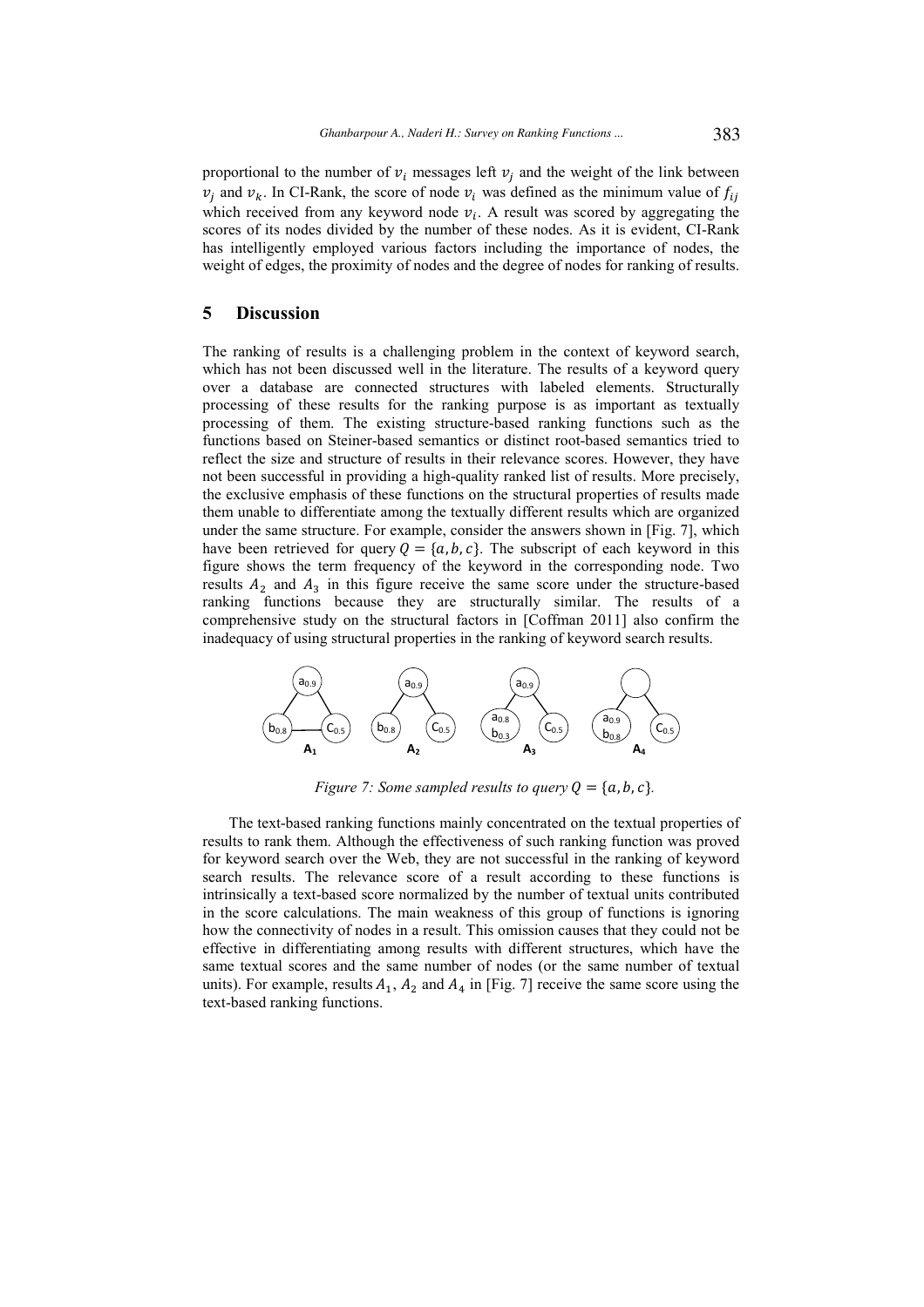proportional to the number of $v_i$ messages left $v_j$ and the weight of the link between $v_j$ and $v_k$. In CI-Rank, the score of node $v_i$ was defined as the minimum value of $f_{ij}$ which received from any keyword node $v_i$. A result was scored by aggregating the scores of its nodes divided by the number of these nodes. As it is evident, CI-Rank has intelligently employed various factors including the importance of nodes, the weight of edges, the proximity of nodes and the degree of nodes for ranking of results.

## 5 Discussion

The ranking of results is a challenging problem in the context of keyword search, which has not been discussed well in the literature. The results of a keyword query over a database are connected structures with labeled elements. Structurally processing of these results for the ranking purpose is as important as textually processing of them. The existing structure-based ranking functions such as the functions based on Steiner-based semantics or distinct root-based semantics tried to reflect the size and structure of results in their relevance scores. However, they have not been successful in providing a high-quality ranked list of results. More precisely, the exclusive emphasis of these functions on the structural properties of results made them unable to differentiate among the textually different results which are organized under the same structure. For example, consider the answers shown in [Fig. 7], which have been retrieved for query $Q = \{a, b, c\}$. The subscript of each keyword in this figure shows the term frequency of the keyword in the corresponding node. Two results $A_2$ and $A_3$ in this figure receive the same score under the structure-based ranking functions because they are structurally similar. The results of a comprehensive study on the structural factors in [Coffman 2011] also confirm the inadequacy of using structural properties in the ranking of keyword search results.

*Figure 7: Some sampled results to query $Q = \{a, b, c\}$.*

The text-based ranking functions mainly concentrated on the textual properties of results to rank them. Although the effectiveness of such ranking function was proved for keyword search over the Web, they are not successful in the ranking of keyword search results. The relevance score of a result according to these functions is intrinsically a text-based score normalized by the number of textual units contributed in the score calculations. The main weakness of this group of functions is ignoring how the connectivity of nodes in a result. This omission causes that they could not be effective in differentiating among results with different structures, which have the same textual scores and the same number of nodes (or the same number of textual units). For example, results $A_1$, $A_2$ and $A_4$ in [Fig. 7] receive the same score using the text-based ranking functions.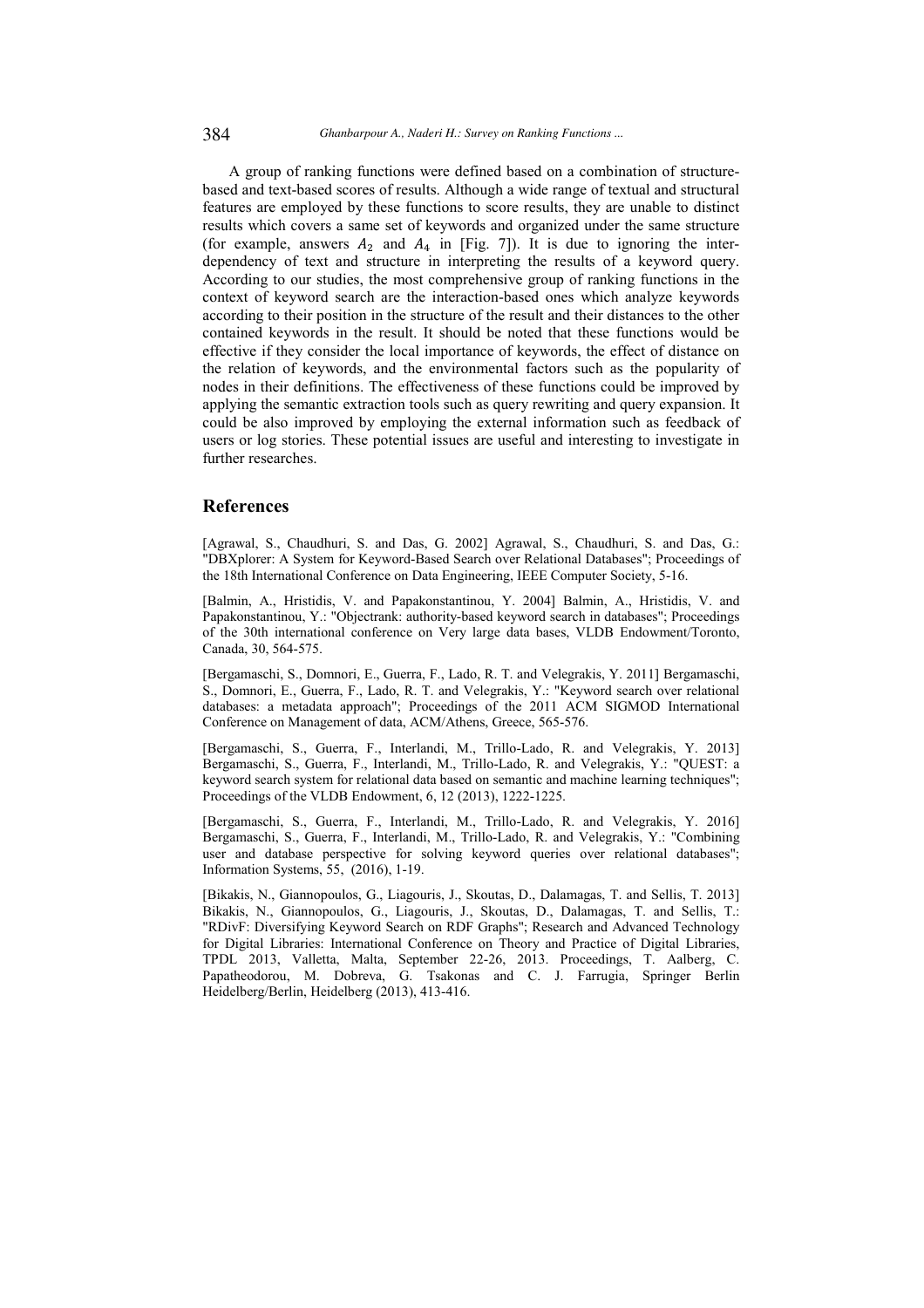A group of ranking functions were defined based on a combination of structure-based and text-based scores of results. Although a wide range of textual and structural features are employed by these functions to score results, they are unable to distinct results which covers a same set of keywords and organized under the same structure (for example, answers $A_2$ and $A_4$ in [Fig. 7]). It is due to ignoring the inter-dependency of text and structure in interpreting the results of a keyword query. According to our studies, the most comprehensive group of ranking functions in the context of keyword search are the interaction-based ones which analyze keywords according to their position in the structure of the result and their distances to the other contained keywords in the result. It should be noted that these functions would be effective if they consider the local importance of keywords, the effect of distance on the relation of keywords, and the environmental factors such as the popularity of nodes in their definitions. The effectiveness of these functions could be improved by applying the semantic extraction tools such as query rewriting and query expansion. It could be also improved by employing the external information such as feedback of users or log stories. These potential issues are useful and interesting to investigate in further researches.

## References

[Agrawal, S., Chaudhuri, S. and Das, G. 2002] Agrawal, S., Chaudhuri, S. and Das, G.: "DBXplorer: A System for Keyword-Based Search over Relational Databases"; Proceedings of the 18th International Conference on Data Engineering, IEEE Computer Society, 5-16.

[Balmin, A., Hristidis, V. and Papakonstantinou, Y. 2004] Balmin, A., Hristidis, V. and Papakonstantinou, Y.: "Objectrank: authority-based keyword search in databases"; Proceedings of the 30th international conference on Very large data bases, VLDB Endowment/Toronto, Canada, 30, 564-575.

[Bergamaschi, S., Domnori, E., Guerra, F., Lado, R. T. and Velegrakis, Y. 2011] Bergamaschi, S., Domnori, E., Guerra, F., Lado, R. T. and Velegrakis, Y.: "Keyword search over relational databases: a metadata approach"; Proceedings of the 2011 ACM SIGMOD International Conference on Management of data, ACM/Athens, Greece, 565-576.

[Bergamaschi, S., Guerra, F., Interlandi, M., Trillo-Lado, R. and Velegrakis, Y. 2013] Bergamaschi, S., Guerra, F., Interlandi, M., Trillo-Lado, R. and Velegrakis, Y.: "QUEST: a keyword search system for relational data based on semantic and machine learning techniques"; Proceedings of the VLDB Endowment, 6, 12 (2013), 1222-1225.

[Bergamaschi, S., Guerra, F., Interlandi, M., Trillo-Lado, R. and Velegrakis, Y. 2016] Bergamaschi, S., Guerra, F., Interlandi, M., Trillo-Lado, R. and Velegrakis, Y.: "Combining user and database perspective for solving keyword queries over relational databases"; Information Systems, 55, (2016), 1-19.

[Bikakis, N., Giannopoulos, G., Liagouris, J., Skoutas, D., Dalamagas, T. and Sellis, T. 2013] Bikakis, N., Giannopoulos, G., Liagouris, J., Skoutas, D., Dalamagas, T. and Sellis, T.: "RDivF: Diversifying Keyword Search on RDF Graphs"; Research and Advanced Technology for Digital Libraries: International Conference on Theory and Practice of Digital Libraries, TPDL 2013, Valletta, Malta, September 22-26, 2013. Proceedings, T. Aalberg, C. Papatheodorou, M. Dobreva, G. Tsakonas and C. J. Farrugia, Springer Berlin Heidelberg/Berlin, Heidelberg (2013), 413-416.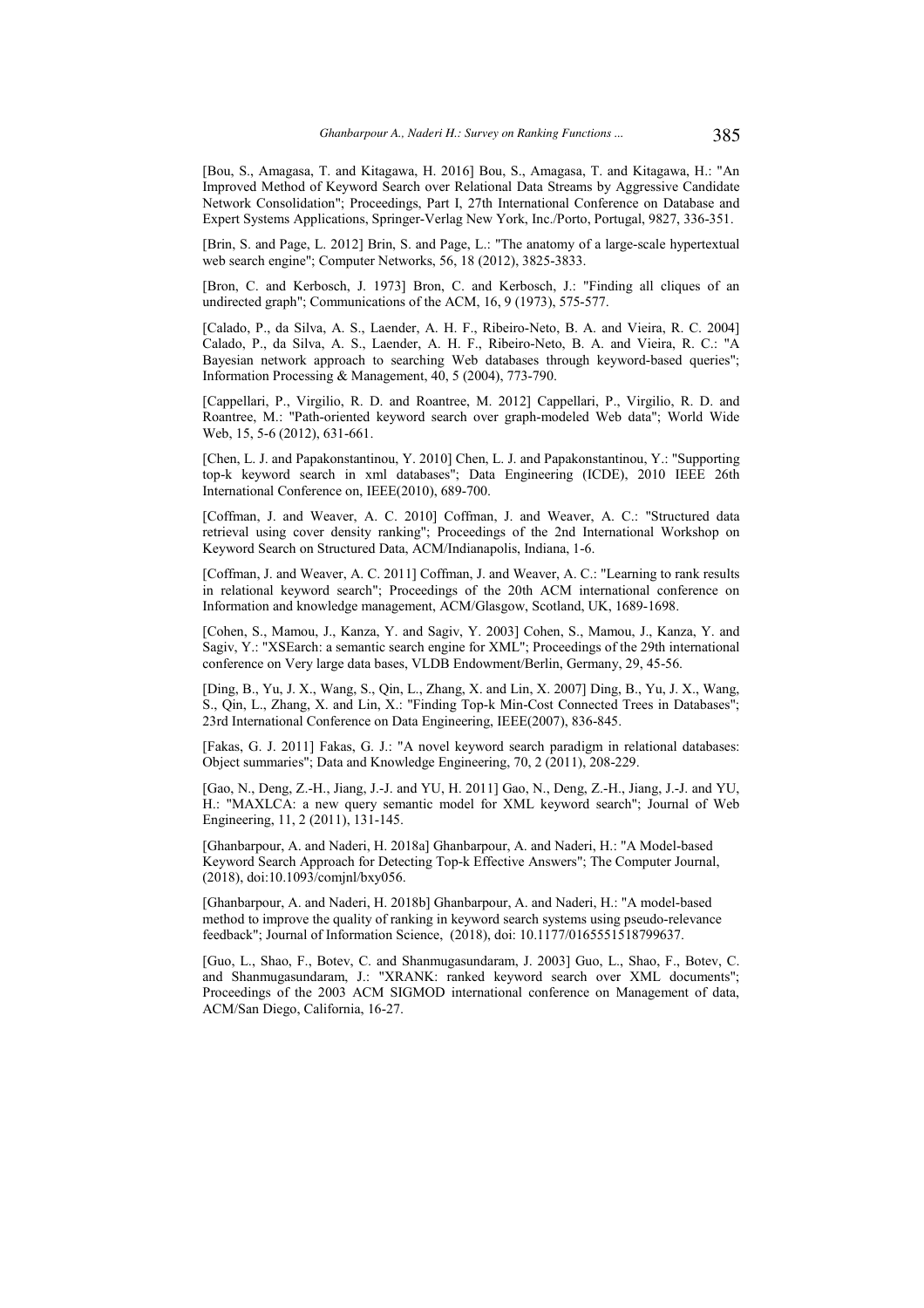[Bou, S., Amagasa, T. and Kitagawa, H. 2016] Bou, S., Amagasa, T. and Kitagawa, H.: "An Improved Method of Keyword Search over Relational Data Streams by Aggressive Candidate Network Consolidation"; Proceedings, Part I, 27th International Conference on Database and Expert Systems Applications, Springer-Verlag New York, Inc./Porto, Portugal, 9827, 336-351.

[Brin, S. and Page, L. 2012] Brin, S. and Page, L.: "The anatomy of a large-scale hypertextual web search engine"; Computer Networks, 56, 18 (2012), 3825-3833.

[Bron, C. and Kerbosch, J. 1973] Bron, C. and Kerbosch, J.: "Finding all cliques of an undirected graph"; Communications of the ACM, 16, 9 (1973), 575-577.

[Calado, P., da Silva, A. S., Laender, A. H. F., Ribeiro-Neto, B. A. and Vieira, R. C. 2004] Calado, P., da Silva, A. S., Laender, A. H. F., Ribeiro-Neto, B. A. and Vieira, R. C.: "A Bayesian network approach to searching Web databases through keyword-based queries"; Information Processing & Management, 40, 5 (2004), 773-790.

[Cappellari, P., Virgilio, R. D. and Roantree, M. 2012] Cappellari, P., Virgilio, R. D. and Roantree, M.: "Path-oriented keyword search over graph-modeled Web data"; World Wide Web, 15, 5-6 (2012), 631-661.

[Chen, L. J. and Papakonstantinou, Y. 2010] Chen, L. J. and Papakonstantinou, Y.: "Supporting top-k keyword search in xml databases"; Data Engineering (ICDE), 2010 IEEE 26th International Conference on, IEEE(2010), 689-700.

[Coffman, J. and Weaver, A. C. 2010] Coffman, J. and Weaver, A. C.: "Structured data retrieval using cover density ranking"; Proceedings of the 2nd International Workshop on Keyword Search on Structured Data, ACM/Indianapolis, Indiana, 1-6.

[Coffman, J. and Weaver, A. C. 2011] Coffman, J. and Weaver, A. C.: "Learning to rank results in relational keyword search"; Proceedings of the 20th ACM international conference on Information and knowledge management, ACM/Glasgow, Scotland, UK, 1689-1698.

[Cohen, S., Mamou, J., Kanza, Y. and Sagiv, Y. 2003] Cohen, S., Mamou, J., Kanza, Y. and Sagiv, Y.: "XSEarch: a semantic search engine for XML"; Proceedings of the 29th international conference on Very large data bases, VLDB Endowment/Berlin, Germany, 29, 45-56.

[Ding, B., Yu, J. X., Wang, S., Qin, L., Zhang, X. and Lin, X. 2007] Ding, B., Yu, J. X., Wang, S., Qin, L., Zhang, X. and Lin, X.: "Finding Top-k Min-Cost Connected Trees in Databases"; 23rd International Conference on Data Engineering, IEEE(2007), 836-845.

[Fakas, G. J. 2011] Fakas, G. J.: "A novel keyword search paradigm in relational databases: Object summaries"; Data and Knowledge Engineering, 70, 2 (2011), 208-229.

[Gao, N., Deng, Z.-H., Jiang, J.-J. and YU, H. 2011] Gao, N., Deng, Z.-H., Jiang, J.-J. and YU, H.: "MAXLCA: a new query semantic model for XML keyword search"; Journal of Web Engineering, 11, 2 (2011), 131-145.

[Ghanbarpour, A. and Naderi, H. 2018a] Ghanbarpour, A. and Naderi, H.: "A Model-based Keyword Search Approach for Detecting Top-k Effective Answers"; The Computer Journal, (2018), doi:10.1093/comjnl/bxy056.

[Ghanbarpour, A. and Naderi, H. 2018b] Ghanbarpour, A. and Naderi, H.: "A model-based method to improve the quality of ranking in keyword search systems using pseudo-relevance feedback"; Journal of Information Science, (2018), doi: 10.1177/0165551518799637.

[Guo, L., Shao, F., Botev, C. and Shanmugasundaram, J. 2003] Guo, L., Shao, F., Botev, C. and Shanmugasundaram, J.: "XRANK: ranked keyword search over XML documents"; Proceedings of the 2003 ACM SIGMOD international conference on Management of data, ACM/San Diego, California, 16-27.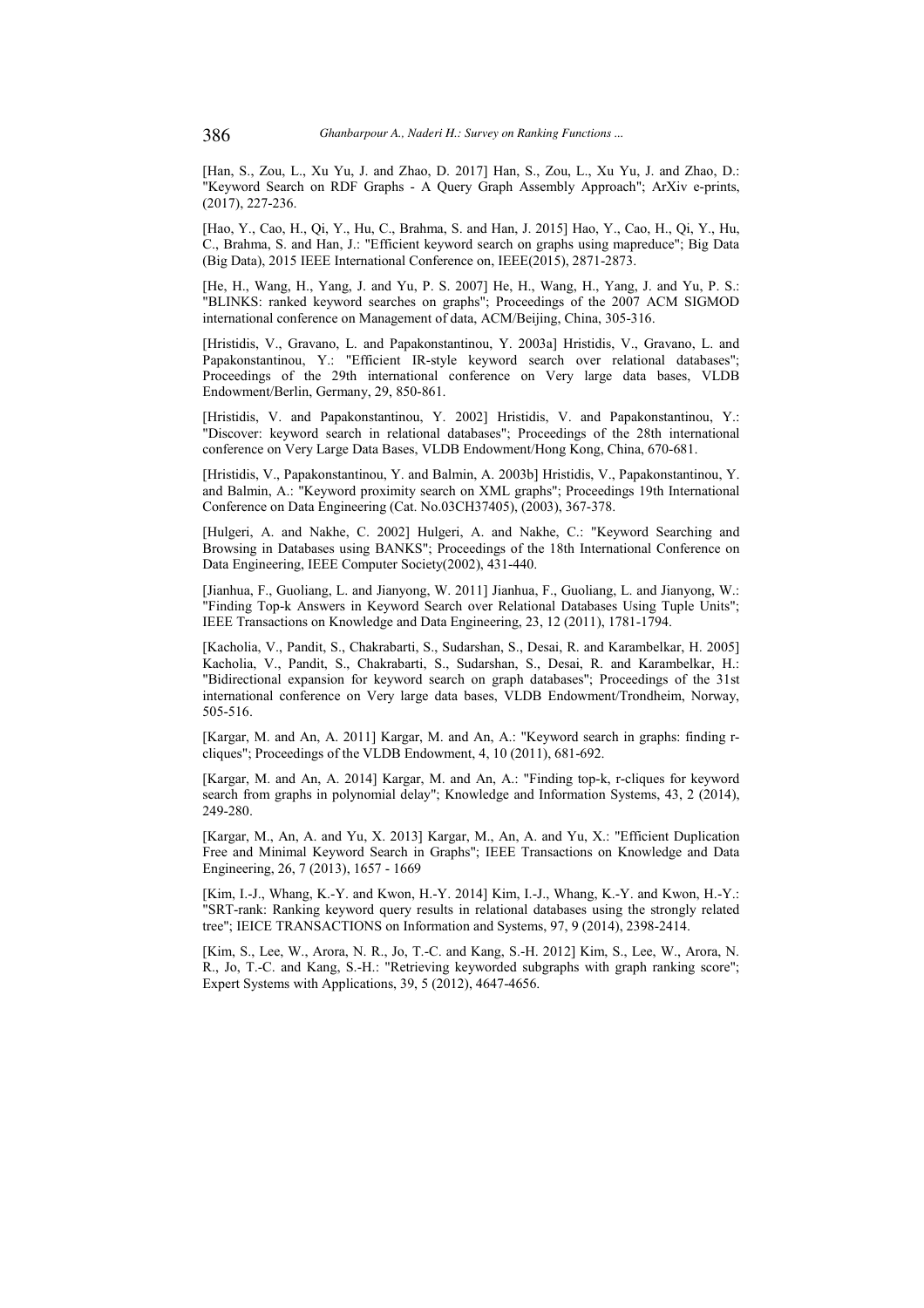[Han, S., Zou, L., Xu Yu, J. and Zhao, D. 2017] Han, S., Zou, L., Xu Yu, J. and Zhao, D.: "Keyword Search on RDF Graphs - A Query Graph Assembly Approach"; ArXiv e-prints, (2017), 227-236.

[Hao, Y., Cao, H., Qi, Y., Hu, C., Brahma, S. and Han, J. 2015] Hao, Y., Cao, H., Qi, Y., Hu, C., Brahma, S. and Han, J.: "Efficient keyword search on graphs using mapreduce"; Big Data (Big Data), 2015 IEEE International Conference on, IEEE(2015), 2871-2873.

[He, H., Wang, H., Yang, J. and Yu, P. S. 2007] He, H., Wang, H., Yang, J. and Yu, P. S.: "BLINKS: ranked keyword searches on graphs"; Proceedings of the 2007 ACM SIGMOD international conference on Management of data, ACM/Beijing, China, 305-316.

[Hristidis, V., Gravano, L. and Papakonstantinou, Y. 2003a] Hristidis, V., Gravano, L. and Papakonstantinou, Y.: "Efficient IR-style keyword search over relational databases"; Proceedings of the 29th international conference on Very large data bases, VLDB Endowment/Berlin, Germany, 29, 850-861.

[Hristidis, V. and Papakonstantinou, Y. 2002] Hristidis, V. and Papakonstantinou, Y.: "Discover: keyword search in relational databases"; Proceedings of the 28th international conference on Very Large Data Bases, VLDB Endowment/Hong Kong, China, 670-681.

[Hristidis, V., Papakonstantinou, Y. and Balmin, A. 2003b] Hristidis, V., Papakonstantinou, Y. and Balmin, A.: "Keyword proximity search on XML graphs"; Proceedings 19th International Conference on Data Engineering (Cat. No.03CH37405), (2003), 367-378.

[Hulgeri, A. and Nakhe, C. 2002] Hulgeri, A. and Nakhe, C.: "Keyword Searching and Browsing in Databases using BANKS"; Proceedings of the 18th International Conference on Data Engineering, IEEE Computer Society(2002), 431-440.

[Jianhua, F., Guoliang, L. and Jianyong, W. 2011] Jianhua, F., Guoliang, L. and Jianyong, W.: "Finding Top-k Answers in Keyword Search over Relational Databases Using Tuple Units"; IEEE Transactions on Knowledge and Data Engineering, 23, 12 (2011), 1781-1794.

[Kacholia, V., Pandit, S., Chakrabarti, S., Sudarshan, S., Desai, R. and Karambelkar, H. 2005] Kacholia, V., Pandit, S., Chakrabarti, S., Sudarshan, S., Desai, R. and Karambelkar, H.: "Bidirectional expansion for keyword search on graph databases"; Proceedings of the 31st international conference on Very large data bases, VLDB Endowment/Trondheim, Norway, 505-516.

[Kargar, M. and An, A. 2011] Kargar, M. and An, A.: "Keyword search in graphs: finding r-cliques"; Proceedings of the VLDB Endowment, 4, 10 (2011), 681-692.

[Kargar, M. and An, A. 2014] Kargar, M. and An, A.: "Finding top-k, r-cliques for keyword search from graphs in polynomial delay"; Knowledge and Information Systems, 43, 2 (2014), 249-280.

[Kargar, M., An, A. and Yu, X. 2013] Kargar, M., An, A. and Yu, X.: "Efficient Duplication Free and Minimal Keyword Search in Graphs"; IEEE Transactions on Knowledge and Data Engineering, 26, 7 (2013), 1657 - 1669

[Kim, I.-J., Whang, K.-Y. and Kwon, H.-Y. 2014] Kim, I.-J., Whang, K.-Y. and Kwon, H.-Y.: "SRT-rank: Ranking keyword query results in relational databases using the strongly related tree"; IEICE TRANSACTIONS on Information and Systems, 97, 9 (2014), 2398-2414.

[Kim, S., Lee, W., Arora, N. R., Jo, T.-C. and Kang, S.-H. 2012] Kim, S., Lee, W., Arora, N. R., Jo, T.-C. and Kang, S.-H.: "Retrieving keyworded subgraphs with graph ranking score"; Expert Systems with Applications, 39, 5 (2012), 4647-4656.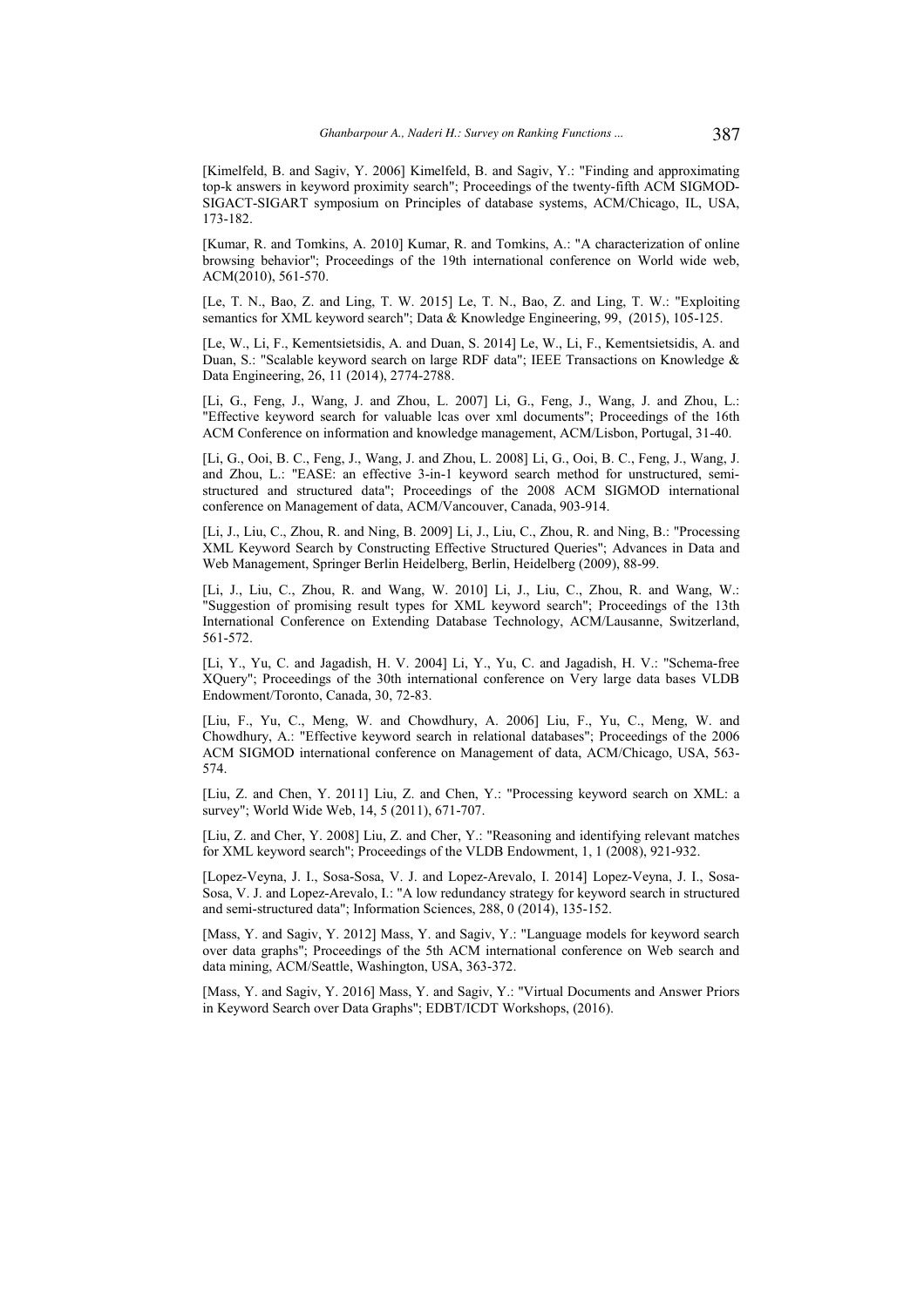[Kimelfeld, B. and Sagiv, Y. 2006] Kimelfeld, B. and Sagiv, Y.: "Finding and approximating top-k answers in keyword proximity search"; Proceedings of the twenty-fifth ACM SIGMOD-SIGACT-SIGART symposium on Principles of database systems, ACM/Chicago, IL, USA, 173-182.

[Kumar, R. and Tomkins, A. 2010] Kumar, R. and Tomkins, A.: "A characterization of online browsing behavior"; Proceedings of the 19th international conference on World wide web, ACM(2010), 561-570.

[Le, T. N., Bao, Z. and Ling, T. W. 2015] Le, T. N., Bao, Z. and Ling, T. W.: "Exploiting semantics for XML keyword search"; Data & Knowledge Engineering, 99, (2015), 105-125.

[Le, W., Li, F., Kementsietsidis, A. and Duan, S. 2014] Le, W., Li, F., Kementsietsidis, A. and Duan, S.: "Scalable keyword search on large RDF data"; IEEE Transactions on Knowledge & Data Engineering, 26, 11 (2014), 2774-2788.

[Li, G., Feng, J., Wang, J. and Zhou, L. 2007] Li, G., Feng, J., Wang, J. and Zhou, L.: "Effective keyword search for valuable lcas over xml documents"; Proceedings of the 16th ACM Conference on information and knowledge management, ACM/Lisbon, Portugal, 31-40.

[Li, G., Ooi, B. C., Feng, J., Wang, J. and Zhou, L. 2008] Li, G., Ooi, B. C., Feng, J., Wang, J. and Zhou, L.: "EASE: an effective 3-in-1 keyword search method for unstructured, semi-structured and structured data"; Proceedings of the 2008 ACM SIGMOD international conference on Management of data, ACM/Vancouver, Canada, 903-914.

[Li, J., Liu, C., Zhou, R. and Ning, B. 2009] Li, J., Liu, C., Zhou, R. and Ning, B.: "Processing XML Keyword Search by Constructing Effective Structured Queries"; Advances in Data and Web Management, Springer Berlin Heidelberg, Berlin, Heidelberg (2009), 88-99.

[Li, J., Liu, C., Zhou, R. and Wang, W. 2010] Li, J., Liu, C., Zhou, R. and Wang, W.: "Suggestion of promising result types for XML keyword search"; Proceedings of the 13th International Conference on Extending Database Technology, ACM/Lausanne, Switzerland, 561-572.

[Li, Y., Yu, C. and Jagadish, H. V. 2004] Li, Y., Yu, C. and Jagadish, H. V.: "Schema-free XQuery"; Proceedings of the 30th international conference on Very large data bases VLDB Endowment/Toronto, Canada, 30, 72-83.

[Liu, F., Yu, C., Meng, W. and Chowdhury, A. 2006] Liu, F., Yu, C., Meng, W. and Chowdhury, A.: "Effective keyword search in relational databases"; Proceedings of the 2006 ACM SIGMOD international conference on Management of data, ACM/Chicago, USA, 563-574.

[Liu, Z. and Chen, Y. 2011] Liu, Z. and Chen, Y.: "Processing keyword search on XML: a survey"; World Wide Web, 14, 5 (2011), 671-707.

[Liu, Z. and Cher, Y. 2008] Liu, Z. and Cher, Y.: "Reasoning and identifying relevant matches for XML keyword search"; Proceedings of the VLDB Endowment, 1, 1 (2008), 921-932.

[Lopez-Veyna, J. I., Sosa-Sosa, V. J. and Lopez-Arevalo, I. 2014] Lopez-Veyna, J. I., Sosa-Sosa, V. J. and Lopez-Arevalo, I.: "A low redundancy strategy for keyword search in structured and semi-structured data"; Information Sciences, 288, 0 (2014), 135-152.

[Mass, Y. and Sagiv, Y. 2012] Mass, Y. and Sagiv, Y.: "Language models for keyword search over data graphs"; Proceedings of the 5th ACM international conference on Web search and data mining, ACM/Seattle, Washington, USA, 363-372.

[Mass, Y. and Sagiv, Y. 2016] Mass, Y. and Sagiv, Y.: "Virtual Documents and Answer Priors in Keyword Search over Data Graphs"; EDBT/ICDT Workshops, (2016).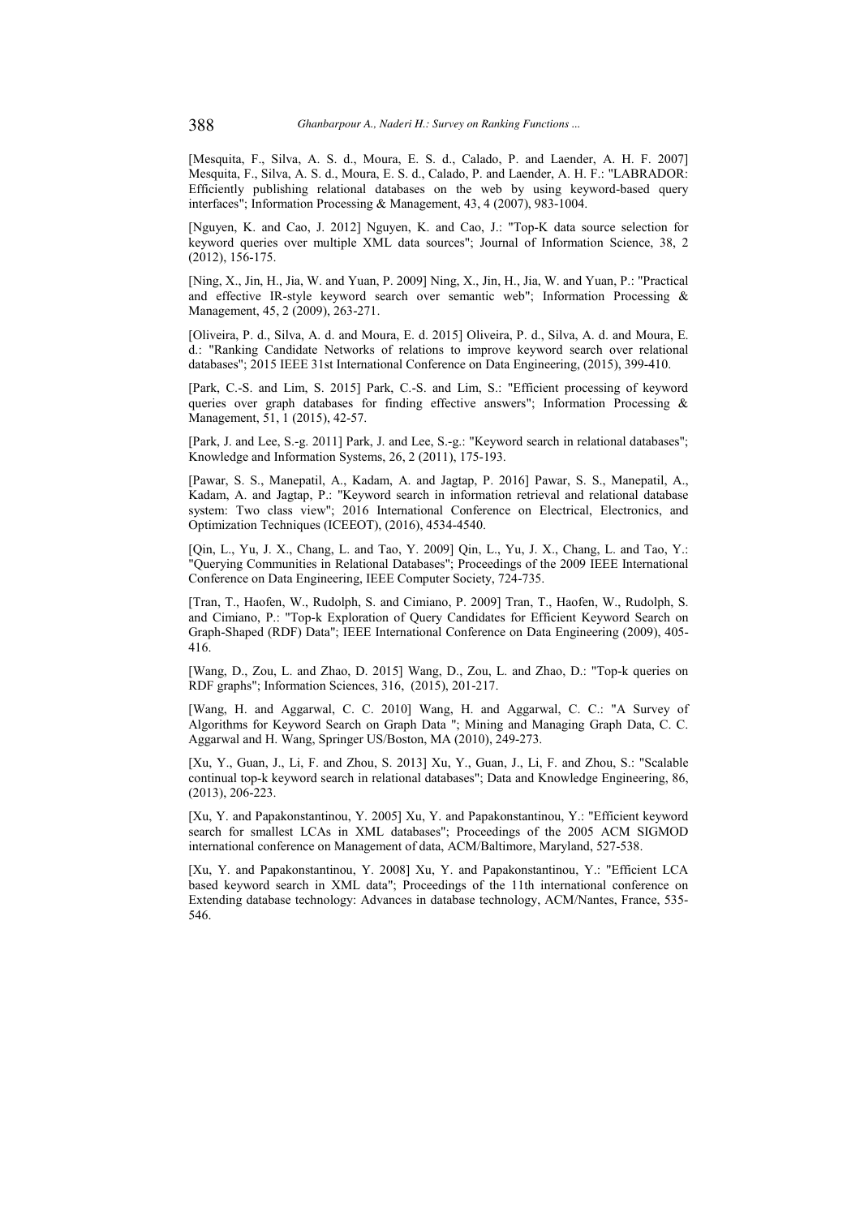[Mesquita, F., Silva, A. S. d., Moura, E. S. d., Calado, P. and Laender, A. H. F. 2007] Mesquita, F., Silva, A. S. d., Moura, E. S. d., Calado, P. and Laender, A. H. F.: "LABRADOR: Efficiently publishing relational databases on the web by using keyword-based query interfaces"; Information Processing & Management, 43, 4 (2007), 983-1004.

[Nguyen, K. and Cao, J. 2012] Nguyen, K. and Cao, J.: "Top-K data source selection for keyword queries over multiple XML data sources"; Journal of Information Science, 38, 2 (2012), 156-175.

[Ning, X., Jin, H., Jia, W. and Yuan, P. 2009] Ning, X., Jin, H., Jia, W. and Yuan, P.: "Practical and effective IR-style keyword search over semantic web"; Information Processing & Management, 45, 2 (2009), 263-271.

[Oliveira, P. d., Silva, A. d. and Moura, E. d. 2015] Oliveira, P. d., Silva, A. d. and Moura, E. d.: "Ranking Candidate Networks of relations to improve keyword search over relational databases"; 2015 IEEE 31st International Conference on Data Engineering, (2015), 399-410.

[Park, C.-S. and Lim, S. 2015] Park, C.-S. and Lim, S.: "Efficient processing of keyword queries over graph databases for finding effective answers"; Information Processing & Management, 51, 1 (2015), 42-57.

[Park, J. and Lee, S.-g. 2011] Park, J. and Lee, S.-g.: "Keyword search in relational databases"; Knowledge and Information Systems, 26, 2 (2011), 175-193.

[Pawar, S. S., Manepatil, A., Kadam, A. and Jagtap, P. 2016] Pawar, S. S., Manepatil, A., Kadam, A. and Jagtap, P.: "Keyword search in information retrieval and relational database system: Two class view"; 2016 International Conference on Electrical, Electronics, and Optimization Techniques (ICEEOT), (2016), 4534-4540.

[Qin, L., Yu, J. X., Chang, L. and Tao, Y. 2009] Qin, L., Yu, J. X., Chang, L. and Tao, Y.: "Querying Communities in Relational Databases"; Proceedings of the 2009 IEEE International Conference on Data Engineering, IEEE Computer Society, 724-735.

[Tran, T., Haofen, W., Rudolph, S. and Cimiano, P. 2009] Tran, T., Haofen, W., Rudolph, S. and Cimiano, P.: "Top-k Exploration of Query Candidates for Efficient Keyword Search on Graph-Shaped (RDF) Data"; IEEE International Conference on Data Engineering (2009), 405-416.

[Wang, D., Zou, L. and Zhao, D. 2015] Wang, D., Zou, L. and Zhao, D.: "Top-k queries on RDF graphs"; Information Sciences, 316, (2015), 201-217.

[Wang, H. and Aggarwal, C. C. 2010] Wang, H. and Aggarwal, C. C.: "A Survey of Algorithms for Keyword Search on Graph Data "; Mining and Managing Graph Data, C. C. Aggarwal and H. Wang, Springer US/Boston, MA (2010), 249-273.

[Xu, Y., Guan, J., Li, F. and Zhou, S. 2013] Xu, Y., Guan, J., Li, F. and Zhou, S.: "Scalable continual top-k keyword search in relational databases"; Data and Knowledge Engineering, 86, (2013), 206-223.

[Xu, Y. and Papakonstantinou, Y. 2005] Xu, Y. and Papakonstantinou, Y.: "Efficient keyword search for smallest LCAs in XML databases"; Proceedings of the 2005 ACM SIGMOD international conference on Management of data, ACM/Baltimore, Maryland, 527-538.

[Xu, Y. and Papakonstantinou, Y. 2008] Xu, Y. and Papakonstantinou, Y.: "Efficient LCA based keyword search in XML data"; Proceedings of the 11th international conference on Extending database technology: Advances in database technology, ACM/Nantes, France, 535-546.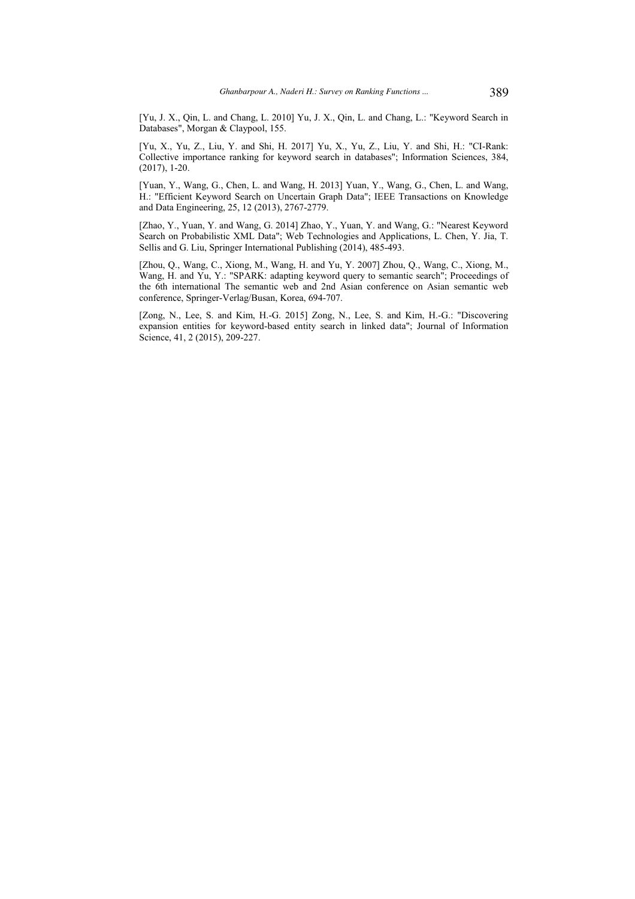[Yu, J. X., Qin, L. and Chang, L. 2010] Yu, J. X., Qin, L. and Chang, L.: "Keyword Search in Databases", Morgan & Claypool, 155.

[Yu, X., Yu, Z., Liu, Y. and Shi, H. 2017] Yu, X., Yu, Z., Liu, Y. and Shi, H.: "CI-Rank: Collective importance ranking for keyword search in databases"; Information Sciences, 384, (2017), 1-20.

[Yuan, Y., Wang, G., Chen, L. and Wang, H. 2013] Yuan, Y., Wang, G., Chen, L. and Wang, H.: "Efficient Keyword Search on Uncertain Graph Data"; IEEE Transactions on Knowledge and Data Engineering, 25, 12 (2013), 2767-2779.

[Zhao, Y., Yuan, Y. and Wang, G. 2014] Zhao, Y., Yuan, Y. and Wang, G.: "Nearest Keyword Search on Probabilistic XML Data"; Web Technologies and Applications, L. Chen, Y. Jia, T. Sellis and G. Liu, Springer International Publishing (2014), 485-493.

[Zhou, Q., Wang, C., Xiong, M., Wang, H. and Yu, Y. 2007] Zhou, Q., Wang, C., Xiong, M., Wang, H. and Yu, Y.: "SPARK: adapting keyword query to semantic search"; Proceedings of the 6th international The semantic web and 2nd Asian conference on Asian semantic web conference, Springer-Verlag/Busan, Korea, 694-707.

[Zong, N., Lee, S. and Kim, H.-G. 2015] Zong, N., Lee, S. and Kim, H.-G.: "Discovering expansion entities for keyword-based entity search in linked data"; Journal of Information Science, 41, 2 (2015), 209-227.